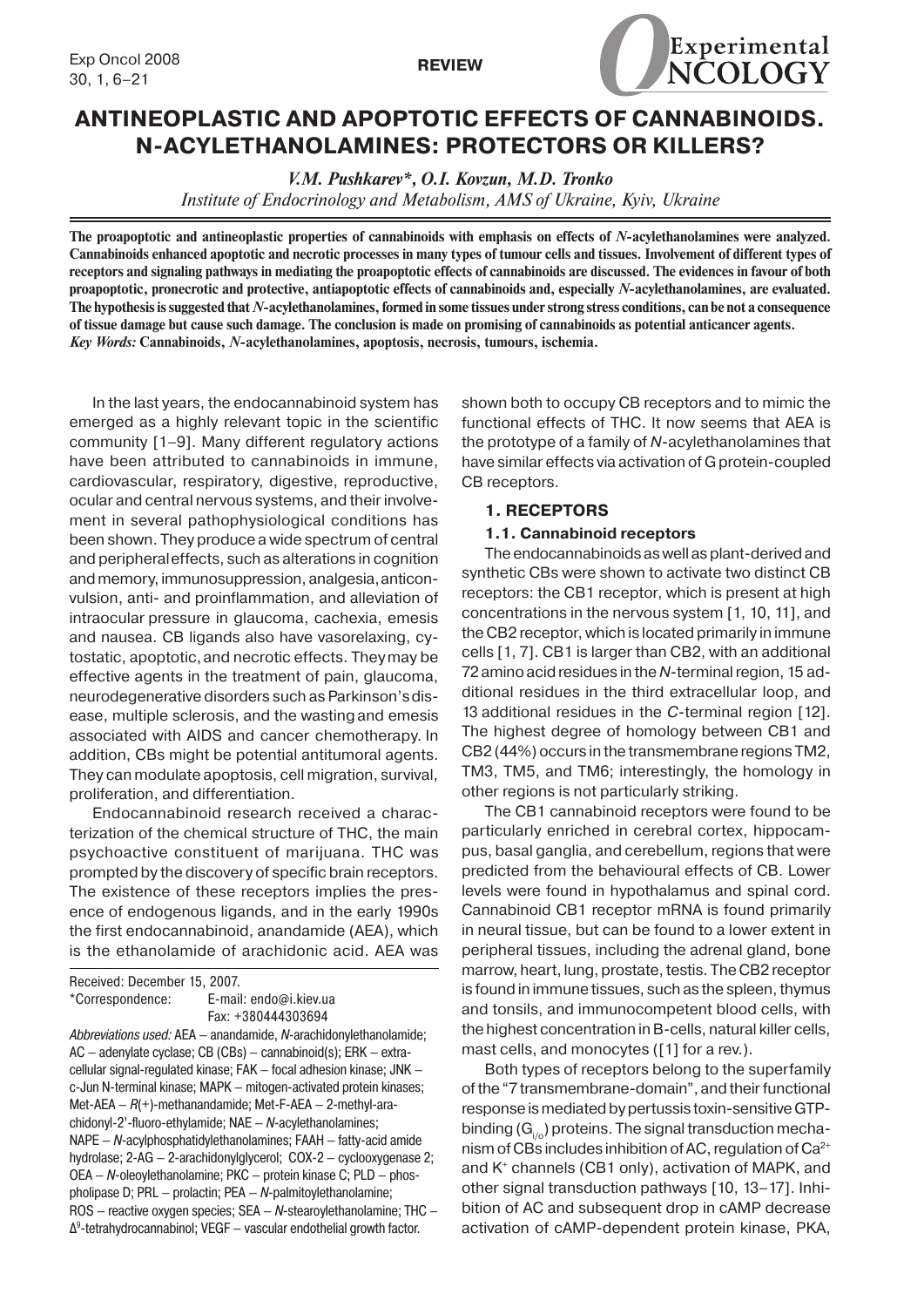# ANTINEOPLASTIC AND APOPTOTIC EFFECTS OF CANNABINOIDS. N-ACYLETHANOLAMINES: PROTECTORS OR KILLERS?

*V.M. Pushkarev\*, O.I. Kovzun, M.D. Tronko*

*Institute of Endocrinology and Metabolism, AMS of Ukraine, Kyiv, Ukraine*

**The proapoptotic and antineoplastic properties of cannabinoids with emphasis on effects of *N*-acylethanolamines were analyzed. Cannabinoids enhanced apoptotic and necrotic processes in many types of tumour cells and tissues. Involvement of different types of receptors and signaling pathways in mediating the proapoptotic effects of cannabinoids are discussed. The evidences in favour of both proapoptotic, pronecrotic and protective, antiapoptotic effects of cannabinoids and, especially *N*-acylethanolamines, are evaluated. The hypothesis is suggested that *N*-acylethanolamines, formed in some tissues under strong stress conditions, can be not a consequence of tissue damage but cause such damage. The conclusion is made on promising of cannabinoids as potential anticancer agents.**

***Key Words:*** **Cannabinoids, *N*-acylethanolamines, apoptosis, necrosis, tumours, ischemia.**

In the last years, the endocannabinoid system has emerged as a highly relevant topic in the scientific community [1–9]. Many different regulatory actions have been attributed to cannabinoids in immune, cardiovascular, respiratory, digestive, reproductive, ocular and central nervous systems, and their involvement in several pathophysiological conditions has been shown. They produce a wide spectrum of central and peripheral effects, such as alterations in cognition and memory, immunosuppression, analgesia, anticonvulsion, anti- and proinflammation, and alleviation of intraocular pressure in glaucoma, cachexia, emesis and nausea. CB ligands also have vasorelaxing, cytostatic, apoptotic, and necrotic effects. They may be effective agents in the treatment of pain, glaucoma, neurodegenerative disorders such as Parkinson's disease, multiple sclerosis, and the wasting and emesis associated with AIDS and cancer chemotherapy. In addition, CBs might be potential antitumoral agents. They can modulate apoptosis, cell migration, survival, proliferation, and differentiation.

Endocannabinoid research received a characterization of the chemical structure of THC, the main psychoactive constituent of marijuana. THC was prompted by the discovery of specific brain receptors. The existence of these receptors implies the presence of endogenous ligands, and in the early 1990s the first endocannabinoid, anandamide (AEA), which is the ethanolamide of arachidonic acid. AEA was shown both to occupy CB receptors and to mimic the functional effects of THC. It now seems that AEA is the prototype of a family of *N*-acylethanolamines that have similar effects via activation of G protein-coupled CB receptors.

Received: December 15, 2007.
\*Correspondence: E-mail: endo@i.kiev.ua
Fax: +380444303694

*Abbreviations used:* AEA – anandamide, *N*-arachidonylethanolamide; AC – adenylate cyclase; CB (CBs) – cannabinoid(s); ERK – extracellular signal-regulated kinase; FAK – focal adhesion kinase; JNK – c-Jun N-terminal kinase; MAPK – mitogen-activated protein kinases; Met-AEA – *R*(+)-methanandamide; Met-F-AEA – 2-methyl-arachidonyl-2'-fluoro-ethylamide; NAE – *N*-acylethanolamines; NAPE – *N*-acylphosphatidylethanolamines; FAAH – fatty-acid amide hydrolase; 2-AG – 2-arachidonylglycerol; COX-2 – cyclooxygenase 2; OEA – *N*-oleoylethanolamine; PKC – protein kinase C; PLD – phospholipase D; PRL – prolactin; PEA – *N*-palmitoylethanolamine; ROS – reactive oxygen species; SEA – *N*-stearoylethanolamine; THC – $\Delta^9$-tetrahydrocannabinol; VEGF – vascular endothelial growth factor.

## 1. RECEPTORS

### 1.1. Cannabinoid receptors

The endocannabinoids as well as plant-derived and synthetic CBs were shown to activate two distinct CB receptors: the CB1 receptor, which is present at high concentrations in the nervous system [1, 10, 11], and the CB2 receptor, which is located primarily in immune cells [1, 7]. CB1 is larger than CB2, with an additional 72 amino acid residues in the *N*-terminal region, 15 additional residues in the third extracellular loop, and 13 additional residues in the *C*-terminal region [12]. The highest degree of homology between CB1 and CB2 (44%) occurs in the transmembrane regions TM2, TM3, TM5, and TM6; interestingly, the homology in other regions is not particularly striking.

The CB1 cannabinoid receptors were found to be particularly enriched in cerebral cortex, hippocampus, basal ganglia, and cerebellum, regions that were predicted from the behavioural effects of CB. Lower levels were found in hypothalamus and spinal cord. Cannabinoid CB1 receptor mRNA is found primarily in neural tissue, but can be found to a lower extent in peripheral tissues, including the adrenal gland, bone marrow, heart, lung, prostate, testis. The CB2 receptor is found in immune tissues, such as the spleen, thymus and tonsils, and immunocompetent blood cells, with the highest concentration in B-cells, natural killer cells, mast cells, and monocytes ([1] for a rev.).

Both types of receptors belong to the superfamily of the "7 transmembrane-domain", and their functional response is mediated by pertussis toxin-sensitive GTP-binding ($G_{i/o}$) proteins. The signal transduction mechanism of CBs includes inhibition of AC, regulation of $Ca^{2+}$ and $K^+$ channels (CB1 only), activation of MAPK, and other signal transduction pathways [10, 13–17]. Inhibition of AC and subsequent drop in cAMP decrease activation of cAMP-dependent protein kinase, PKA,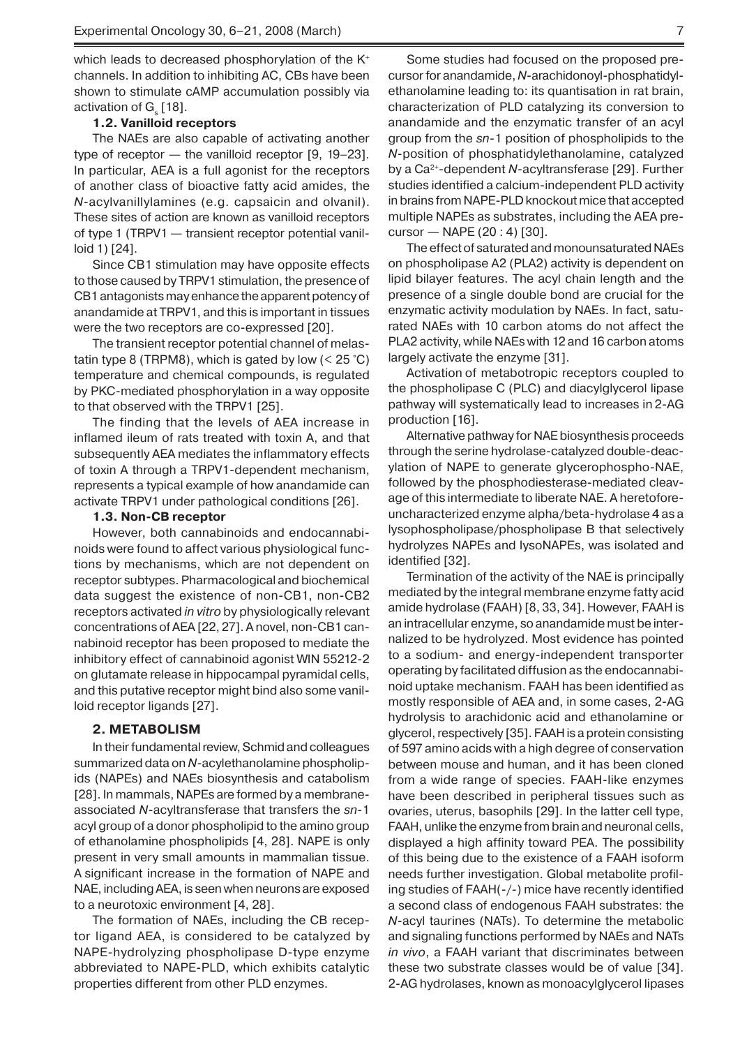which leads to decreased phosphorylation of the $K^+$ channels. In addition to inhibiting AC, CBs have been shown to stimulate cAMP accumulation possibly via activation of $G_s$ [18].

### 1.2. Vanilloid receptors

The NAEs are also capable of activating another type of receptor — the vanilloid receptor [9, 19–23]. In particular, AEA is a full agonist for the receptors of another class of bioactive fatty acid amides, the *N*-acylvanillylamines (e.g. capsaicin and olvanil). These sites of action are known as vanilloid receptors of type 1 (TRPV1 — transient receptor potential vanilloid 1) [24].

Since CB1 stimulation may have opposite effects to those caused by TRPV1 stimulation, the presence of CB1 antagonists may enhance the apparent potency of anandamide at TRPV1, and this is important in tissues were the two receptors are co-expressed [20].

The transient receptor potential channel of melastatin type 8 (TRPM8), which is gated by low (< 25 °C) temperature and chemical compounds, is regulated by PKC-mediated phosphorylation in a way opposite to that observed with the TRPV1 [25].

The finding that the levels of AEA increase in inflamed ileum of rats treated with toxin A, and that subsequently AEA mediates the inflammatory effects of toxin A through a TRPV1-dependent mechanism, represents a typical example of how anandamide can activate TRPV1 under pathological conditions [26].

### 1.3. Non-CB receptor

However, both cannabinoids and endocannabinoids were found to affect various physiological functions by mechanisms, which are not dependent on receptor subtypes. Pharmacological and biochemical data suggest the existence of non-CB1, non-CB2 receptors activated *in vitro* by physiologically relevant concentrations of AEA [22, 27]. A novel, non-CB1 cannabinoid receptor has been proposed to mediate the inhibitory effect of cannabinoid agonist WIN 55212-2 on glutamate release in hippocampal pyramidal cells, and this putative receptor might bind also some vanilloid receptor ligands [27].

## 2. METABOLISM

In their fundamental review, Schmid and colleagues summarized data on *N*-acylethanolamine phospholipids (NAPEs) and NAEs biosynthesis and catabolism [28]. In mammals, NAPEs are formed by a membrane-associated *N*-acyltransferase that transfers the *sn*-1 acyl group of a donor phospholipid to the amino group of ethanolamine phospholipids [4, 28]. NAPE is only present in very small amounts in mammalian tissue. A significant increase in the formation of NAPE and NAE, including AEA, is seen when neurons are exposed to a neurotoxic environment [4, 28].

The formation of NAEs, including the CB receptor ligand AEA, is considered to be catalyzed by NAPE-hydrolyzing phospholipase D-type enzyme abbreviated to NAPE-PLD, which exhibits catalytic properties different from other PLD enzymes.

Some studies had focused on the proposed precursor for anandamide, *N*-arachidonoyl-phosphatidylethanolamine leading to: its quantisation in rat brain, characterization of PLD catalyzing its conversion to anandamide and the enzymatic transfer of an acyl group from the *sn*-1 position of phospholipids to the *N*-position of phosphatidylethanolamine, catalyzed by a $Ca^{2+}$-dependent *N*-acyltransferase [29]. Further studies identified a calcium-independent PLD activity in brains from NAPE-PLD knockout mice that accepted multiple NAPEs as substrates, including the AEA precursor — NAPE (20 : 4) [30].

The effect of saturated and monounsaturated NAEs on phospholipase A2 (PLA2) activity is dependent on lipid bilayer features. The acyl chain length and the presence of a single double bond are crucial for the enzymatic activity modulation by NAEs. In fact, saturated NAEs with 10 carbon atoms do not affect the PLA2 activity, while NAEs with 12 and 16 carbon atoms largely activate the enzyme [31].

Activation of metabotropic receptors coupled to the phospholipase C (PLC) and diacylglycerol lipase pathway will systematically lead to increases in 2-AG production [16].

Alternative pathway for NAE biosynthesis proceeds through the serine hydrolase-catalyzed double-deacylation of NAPE to generate glycerophospho-NAE, followed by the phosphodiesterase-mediated cleavage of this intermediate to liberate NAE. A heretofore-uncharacterized enzyme alpha/beta-hydrolase 4 as a lysophospholipase/phospholipase B that selectively hydrolyzes NAPEs and lysoNAPEs, was isolated and identified [32].

Termination of the activity of the NAE is principally mediated by the integral membrane enzyme fatty acid amide hydrolase (FAAH) [8, 33, 34]. However, FAAH is an intracellular enzyme, so anandamide must be internalized to be hydrolyzed. Most evidence has pointed to a sodium- and energy-independent transporter operating by facilitated diffusion as the endocannabinoid uptake mechanism. FAAH has been identified as mostly responsible of AEA and, in some cases, 2-AG hydrolysis to arachidonic acid and ethanolamine or glycerol, respectively [35]. FAAH is a protein consisting of 597 amino acids with a high degree of conservation between mouse and human, and it has been cloned from a wide range of species. FAAH-like enzymes have been described in peripheral tissues such as ovaries, uterus, basophils [29]. In the latter cell type, FAAH, unlike the enzyme from brain and neuronal cells, displayed a high affinity toward PEA. The possibility of this being due to the existence of a FAAH isoform needs further investigation. Global metabolite profiling studies of FAAH(-/-) mice have recently identified a second class of endogenous FAAH substrates: the *N*-acyl taurines (NATs). To determine the metabolic and signaling functions performed by NAEs and NATs *in vivo*, a FAAH variant that discriminates between these two substrate classes would be of value [34]. 2-AG hydrolases, known as monoacylglycerol lipases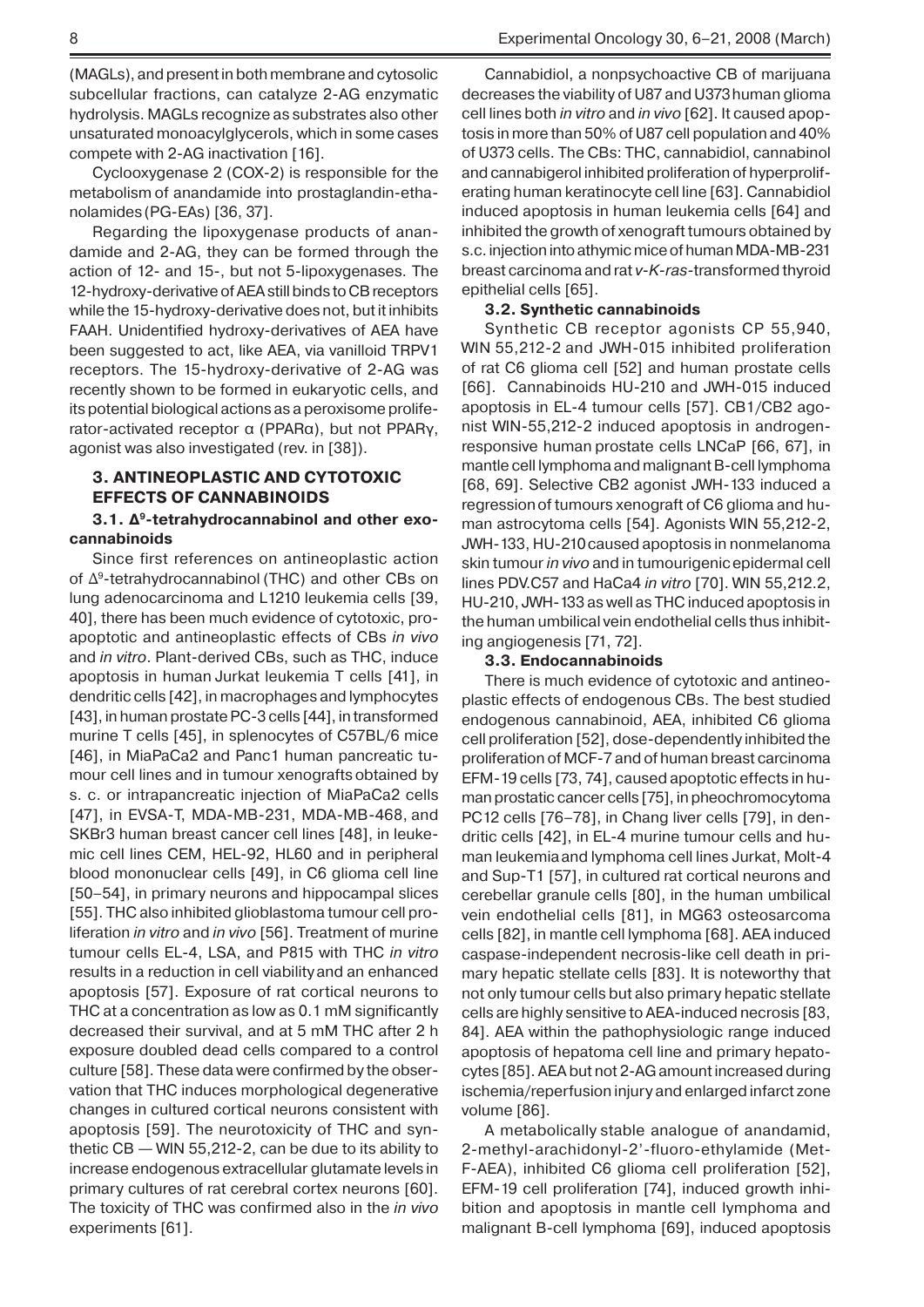(MAGLs), and present in both membrane and cytosolic subcellular fractions, can catalyze 2-AG enzymatic hydrolysis. MAGLs recognize as substrates also other unsaturated monoacylglycerols, which in some cases compete with 2-AG inactivation [16].

Cyclooxygenase 2 (COX-2) is responsible for the metabolism of anandamide into prostaglandin-ethanolamides (PG-EAs) [36, 37].

Regarding the lipoxygenase products of anandamide and 2-AG, they can be formed through the action of 12- and 15-, but not 5-lipoxygenases. The 12-hydroxy-derivative of AEA still binds to CB receptors while the 15-hydroxy-derivative does not, but it inhibits FAAH. Unidentified hydroxy-derivatives of AEA have been suggested to act, like AEA, via vanilloid TRPV1 receptors. The 15-hydroxy-derivative of 2-AG was recently shown to be formed in eukaryotic cells, and its potential biological actions as a peroxisome proliferator-activated receptor α (PPARα), but not PPARγ, agonist was also investigated (rev. in [38]).

## 3. ANTINEOPLASTIC AND CYTOTOXIC EFFECTS OF CANNABINOIDS

### 3.1. $\Delta^9$-tetrahydrocannabinol and other exocannabinoids

Since first references on antineoplastic action of $\Delta^9$-tetrahydrocannabinol (THC) and other CBs on lung adenocarcinoma and L1210 leukemia cells [39, 40], there has been much evidence of cytotoxic, proapoptotic and antineoplastic effects of CBs *in vivo* and *in vitro*. Plant-derived CBs, such as THC, induce apoptosis in human Jurkat leukemia T cells [41], in dendritic cells [42], in macrophages and lymphocytes [43], in human prostate PC-3 cells [44], in transformed murine T cells [45], in splenocytes of C57BL/6 mice [46], in MiaPaCa2 and Panc1 human pancreatic tumour cell lines and in tumour xenografts obtained by s. c. or intrapancreatic injection of MiaPaCa2 cells [47], in EVSA-T, MDA-MB-231, MDA-MB-468, and SKBr3 human breast cancer cell lines [48], in leukemic cell lines CEM, HEL-92, HL60 and in peripheral blood mononuclear cells [49], in C6 glioma cell line [50–54], in primary neurons and hippocampal slices [55]. THC also inhibited glioblastoma tumour cell proliferation *in vitro* and *in vivo* [56]. Treatment of murine tumour cells EL-4, LSA, and P815 with THC *in vitro* results in a reduction in cell viability and an enhanced apoptosis [57]. Exposure of rat cortical neurons to THC at a concentration as low as 0.1 mM significantly decreased their survival, and at 5 mM THC after 2 h exposure doubled dead cells compared to a control culture [58]. These data were confirmed by the observation that THC induces morphological degenerative changes in cultured cortical neurons consistent with apoptosis [59]. The neurotoxicity of THC and synthetic CB — WIN 55,212-2, can be due to its ability to increase endogenous extracellular glutamate levels in primary cultures of rat cerebral cortex neurons [60]. The toxicity of THC was confirmed also in the *in vivo* experiments [61].

Cannabidiol, a nonpsychoactive CB of marijuana decreases the viability of U87 and U373 human glioma cell lines both *in vitro* and *in vivo* [62]. It caused apoptosis in more than 50% of U87 cell population and 40% of U373 cells. The CBs: THC, cannabidiol, cannabinol and cannabigerol inhibited proliferation of hyperproliferating human keratinocyte cell line [63]. Cannabidiol induced apoptosis in human leukemia cells [64] and inhibited the growth of xenograft tumours obtained by s.c. injection into athymic mice of human MDA-MB-231 breast carcinoma and rat *v-K-ras*-transformed thyroid epithelial cells [65].

### 3.2. Synthetic cannabinoids

Synthetic CB receptor agonists CP 55,940, WIN 55,212-2 and JWH-015 inhibited proliferation of rat C6 glioma cell [52] and human prostate cells [66]. Cannabinoids HU-210 and JWH-015 induced apoptosis in EL-4 tumour cells [57]. CB1/CB2 agonist WIN-55,212-2 induced apoptosis in androgen-responsive human prostate cells LNCaP [66, 67], in mantle cell lymphoma and malignant B-cell lymphoma [68, 69]. Selective CB2 agonist JWH-133 induced a regression of tumours xenograft of C6 glioma and human astrocytoma cells [54]. Agonists WIN 55,212-2, JWH-133, HU-210 caused apoptosis in nonmelanoma skin tumour *in vivo* and in tumourigenic epidermal cell lines PDV.C57 and HaCa4 *in vitro* [70]. WIN 55,212.2, HU-210, JWH-133 as well as THC induced apoptosis in the human umbilical vein endothelial cells thus inhibiting angiogenesis [71, 72].

### 3.3. Endocannabinoids

There is much evidence of cytotoxic and antineoplastic effects of endogenous CBs. The best studied endogenous cannabinoid, AEA, inhibited C6 glioma cell proliferation [52], dose-dependently inhibited the proliferation of MCF-7 and of human breast carcinoma EFM-19 cells [73, 74], caused apoptotic effects in human prostatic cancer cells [75], in pheochromocytoma PC12 cells [76–78], in Chang liver cells [79], in dendritic cells [42], in EL-4 murine tumour cells and human leukemia and lymphoma cell lines Jurkat, Molt-4 and Sup-T1 [57], in cultured rat cortical neurons and cerebellar granule cells [80], in the human umbilical vein endothelial cells [81], in MG63 osteosarcoma cells [82], in mantle cell lymphoma [68]. AEA induced caspase-independent necrosis-like cell death in primary hepatic stellate cells [83]. It is noteworthy that not only tumour cells but also primary hepatic stellate cells are highly sensitive to AEA-induced necrosis [83, 84]. AEA within the pathophysiologic range induced apoptosis of hepatoma cell line and primary hepatocytes [85]. AEA but not 2-AG amount increased during ischemia/reperfusion injury and enlarged infarct zone volume [86].

A metabolically stable analogue of anandamid, 2-methyl-arachidonyl-2'-fluoro-ethylamide (Met-F-AEA), inhibited C6 glioma cell proliferation [52], EFM-19 cell proliferation [74], induced growth inhibition and apoptosis in mantle cell lymphoma and malignant B-cell lymphoma [69], induced apoptosis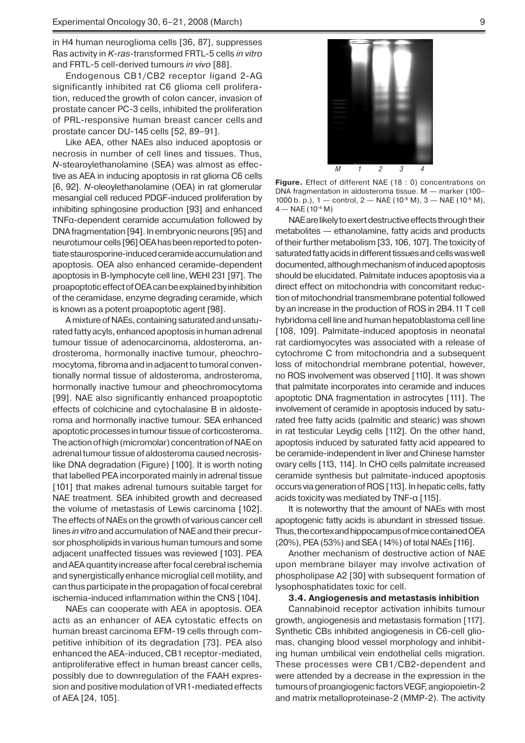in H4 human neuroglioma cells [36, 87], suppresses Ras activity in *K-ras*-transformed FRTL-5 cells *in vitro* and FRTL-5 cell-derived tumours *in vivo* [88].

Endogenous CB1/CB2 receptor ligand 2-AG significantly inhibited rat C6 glioma cell proliferation, reduced the growth of colon cancer, invasion of prostate cancer PC-3 cells, inhibited the proliferation of PRL-responsive human breast cancer cells and prostate cancer DU-145 cells [52, 89–91].

Like AEA, other NAEs also induced apoptosis or necrosis in number of cell lines and tissues. Thus, *N*-stearoylethanolamine (SEA) was almost as effective as AEA in inducing apoptosis in rat glioma C6 cells [6, 92]. *N*-oleoylethanolamine (OEA) in rat glomerular mesangial cell reduced PDGF-induced proliferation by inhibiting sphingosine production [93] and enhanced TNFα-dependent ceramide accumulation followed by DNA fragmentation [94]. In embryonic neurons [95] and neurotumour cells [96] OEA has been reported to potentiate staurosporine-induced ceramide accumulation and apoptosis. OEA also enhanced ceramide-dependent apoptosis in B-lymphocyte cell line, WEHI 231 [97]. The proapoptotic effect of OEA can be explained by inhibition of the ceramidase, enzyme degrading ceramide, which is known as a potent proapoptotic agent [98].

A mixture of NAEs, containing saturated and unsaturated fatty acyls, enhanced apoptosis in human adrenal tumour tissue of adenocarcinoma, aldosteroma, androsteroma, hormonally inactive tumour, pheochromocytoma, fibroma and in adjacent to tumoral conventionally normal tissue of aldosteroma, androsteroma, hormonally inactive tumour and pheochromocytoma [99]. NAE also significantly enhanced proapoptotic effects of colchicine and cytochalasine B in aldosteroma and hormonally inactive tumour. SEA enhanced apoptotic processes in tumour tissue of corticosteroma. The action of high (micromolar) concentration of NAE on adrenal tumour tissue of aldosteroma caused necrosis-like DNA degradation (Figure) [100]. It is worth noting that labelled PEA incorporated mainly in adrenal tissue [101] that makes adrenal tumours suitable target for NAE treatment. SEA inhibited growth and decreased the volume of metastasis of Lewis carcinoma [102]. The effects of NAEs on the growth of various cancer cell lines *in vitro* and accumulation of NAE and their precursor phospholipids in various human tumours and some adjacent unaffected tissues was reviewed [103]. PEA and AEA quantity increase after focal cerebral ischemia and synergistically enhance microglial cell motility, and can thus participate in the propagation of focal cerebral ischemia-induced inflammation within the CNS [104].

NAEs can cooperate with AEA in apoptosis. OEA acts as an enhancer of AEA cytostatic effects on human breast carcinoma EFM-19 cells through competitive inhibition of its degradation [73]. PEA also enhanced the AEA-induced, CB1 receptor-mediated, antiproliferative effect in human breast cancer cells, possibly due to downregulation of the FAAH expression and positive modulation of VR1-mediated effects of AEA [24, 105].

**Figure.** Effect of different NAE (18 : 0) concentrations on DNA fragmentation in aldosteroma tissue. M — marker (100–1000 b. p.), 1 — control, 2 — NAE ($10^{-8}$ M), 3 — NAE ($10^{-6}$ M), 4 — NAE ($10^{-4}$ M)

NAE are likely to exert destructive effects through their metabolites — ethanolamine, fatty acids and products of their further metabolism [33, 106, 107]. The toxicity of saturated fatty acids in different tissues and cells was well documented, although mechanism of induced apoptosis should be elucidated. Palmitate induces apoptosis via a direct effect on mitochondria with concomitant reduction of mitochondrial transmembrane potential followed by an increase in the production of ROS in 2B4.11 T cell hybridoma cell line and human hepatoblastoma cell line [108, 109]. Palmitate-induced apoptosis in neonatal rat cardiomyocytes was associated with a release of cytochrome C from mitochondria and a subsequent loss of mitochondrial membrane potential, however, no ROS involvement was observed [110]. It was shown that palmitate incorporates into ceramide and induces apoptotic DNA fragmentation in astrocytes [111]. The involvement of ceramide in apoptosis induced by saturated free fatty acids (palmitic and stearic) was shown in rat testicular Leydig cells [112]. On the other hand, apoptosis induced by saturated fatty acid appeared to be ceramide-independent in liver and Chinese hamster ovary cells [113, 114]. In CHO cells palmitate increased ceramide synthesis but palmitate-induced apoptosis occurs via generation of ROS [113]. In hepatic cells, fatty acids toxicity was mediated by TNF-α [115].

It is noteworthy that the amount of NAEs with most apoptogenic fatty acids is abundant in stressed tissue. Thus, the cortex and hippocampus of mice contained OEA (20%), PEA (53%) and SEA (14%) of total NAEs [116].

Another mechanism of destructive action of NAE upon membrane bilayer may involve activation of phospholipase A2 [30] with subsequent formation of lysophosphatidates toxic for cell.

### 3.4. Angiogenesis and metastasis inhibition

Cannabinoid receptor activation inhibits tumour growth, angiogenesis and metastasis formation [117]. Synthetic CBs inhibited angiogenesis in C6-cell gliomas, changing blood vessel morphology and inhibiting human umbilical vein endothelial cells migration. These processes were CB1/CB2-dependent and were attended by a decrease in the expression in the tumours of proangiogenic factors VEGF, angiopoietin-2 and matrix metalloproteinase-2 (MMP-2). The activity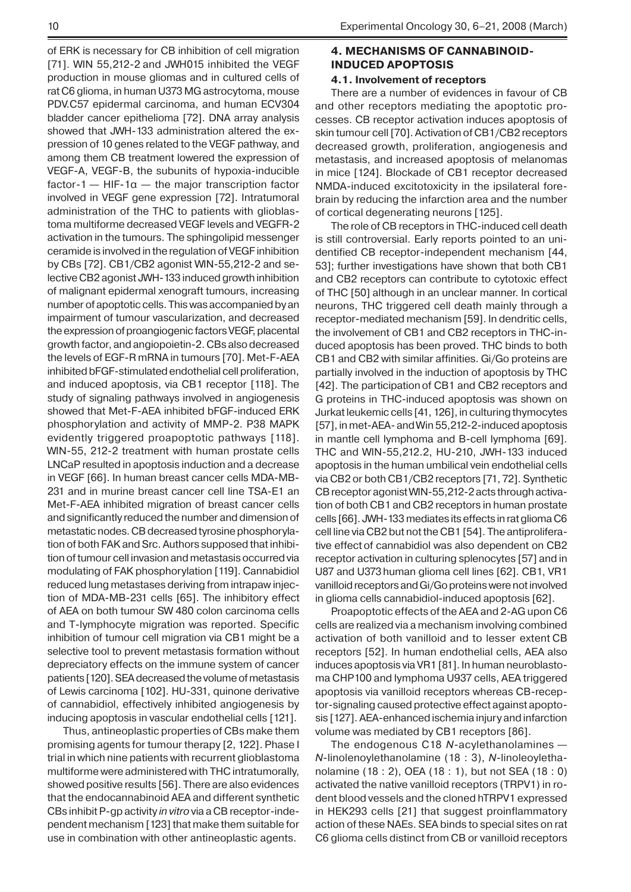of ERK is necessary for CB inhibition of cell migration [71]. WIN 55,212-2 and JWH015 inhibited the VEGF production in mouse gliomas and in cultured cells of rat C6 glioma, in human U373 MG astrocytoma, mouse PDV.C57 epidermal carcinoma, and human ECV304 bladder cancer epithelioma [72]. DNA array analysis showed that JWH-133 administration altered the expression of 10 genes related to the VEGF pathway, and among them CB treatment lowered the expression of VEGF-A, VEGF-B, the subunits of hypoxia-inducible factor-1 — HIF-1α — the major transcription factor involved in VEGF gene expression [72]. Intratumoral administration of the THC to patients with glioblastoma multiforme decreased VEGF levels and VEGFR-2 activation in the tumours. The sphingolipid messenger ceramide is involved in the regulation of VEGF inhibition by CBs [72]. CB1/CB2 agonist WIN-55,212-2 and selective CB2 agonist JWH-133 induced growth inhibition of malignant epidermal xenograft tumours, increasing number of apoptotic cells. This was accompanied by an impairment of tumour vascularization, and decreased the expression of proangiogenic factors VEGF, placental growth factor, and angiopoietin-2. CBs also decreased the levels of EGF-R mRNA in tumours [70]. Met-F-AEA inhibited bFGF-stimulated endothelial cell proliferation, and induced apoptosis, via CB1 receptor [118]. The study of signaling pathways involved in angiogenesis showed that Met-F-AEA inhibited bFGF-induced ERK phosphorylation and activity of MMP-2. P38 MAPK evidently triggered proapoptotic pathways [118]. WIN-55, 212-2 treatment with human prostate cells LNCaP resulted in apoptosis induction and a decrease in VEGF [66]. In human breast cancer cells MDA-MB-231 and in murine breast cancer cell line TSA-E1 an Met-F-AEA inhibited migration of breast cancer cells and significantly reduced the number and dimension of metastatic nodes. CB decreased tyrosine phosphorylation of both FAK and Src. Authors supposed that inhibition of tumour cell invasion and metastasis occurred via modulating of FAK phosphorylation [119]. Cannabidiol reduced lung metastases deriving from intrapaw injection of MDA-MB-231 cells [65]. The inhibitory effect of AEA on both tumour SW 480 colon carcinoma cells and T-lymphocyte migration was reported. Specific inhibition of tumour cell migration via CB1 might be a selective tool to prevent metastasis formation without depreciatory effects on the immune system of cancer patients [120]. SEA decreased the volume of metastasis of Lewis carcinoma [102]. HU-331, quinone derivative of cannabidiol, effectively inhibited angiogenesis by inducing apoptosis in vascular endothelial cells [121].

Thus, antineoplastic properties of CBs make them promising agents for tumour therapy [2, 122]. Phase I trial in which nine patients with recurrent glioblastoma multiforme were administered with THC intratumorally, showed positive results [56]. There are also evidences that the endocannabinoid AEA and different synthetic CBs inhibit P-gp activity *in vitro* via a CB receptor-independent mechanism [123] that make them suitable for use in combination with other antineoplastic agents.

## 4. MECHANISMS OF CANNABINOID-INDUCED APOPTOSIS

### 4.1. Involvement of receptors

There are a number of evidences in favour of CB and other receptors mediating the apoptotic processes. CB receptor activation induces apoptosis of skin tumour cell [70]. Activation of CB1/CB2 receptors decreased growth, proliferation, angiogenesis and metastasis, and increased apoptosis of melanomas in mice [124]. Blockade of CB1 receptor decreased NMDA-induced excitotoxicity in the ipsilateral forebrain by reducing the infarction area and the number of cortical degenerating neurons [125].

The role of CB receptors in THC-induced cell death is still controversial. Early reports pointed to an unidentified CB receptor-independent mechanism [44, 53]; further investigations have shown that both CB1 and CB2 receptors can contribute to cytotoxic effect of THC [50] although in an unclear manner. In cortical neurons, THC triggered cell death mainly through a receptor-mediated mechanism [59]. In dendritic cells, the involvement of CB1 and CB2 receptors in THC-induced apoptosis has been proved. THC binds to both CB1 and CB2 with similar affinities. Gi/Go proteins are partially involved in the induction of apoptosis by THC [42]. The participation of CB1 and CB2 receptors and G proteins in THC-induced apoptosis was shown on Jurkat leukemic cells [41, 126], in culturing thymocytes [57], in met-AEA- and Win 55,212-2-induced apoptosis in mantle cell lymphoma and B-cell lymphoma [69]. THC and WIN-55,212.2, HU-210, JWH-133 induced apoptosis in the human umbilical vein endothelial cells via CB2 or both CB1/CB2 receptors [71, 72]. Synthetic CB receptor agonist WIN-55,212-2 acts through activation of both CB1 and CB2 receptors in human prostate cells [66]. JWH-133 mediates its effects in rat glioma C6 cell line via CB2 but not the CB1 [54]. The antiproliferative effect of cannabidiol was also dependent on CB2 receptor activation in culturing splenocytes [57] and in U87 and U373 human glioma cell lines [62]. CB1, VR1 vanilloid receptors and Gi/Go proteins were not involved in glioma cells cannabidiol-induced apoptosis [62].

Proapoptotic effects of the AEA and 2-AG upon C6 cells are realized via a mechanism involving combined activation of both vanilloid and to lesser extent CB receptors [52]. In human endothelial cells, AEA also induces apoptosis via VR1 [81]. In human neuroblastoma CHP100 and lymphoma U937 cells, AEA triggered apoptosis via vanilloid receptors whereas CB-receptor-signaling caused protective effect against apoptosis [127]. AEA-enhanced ischemia injury and infarction volume was mediated by CB1 receptors [86].

The endogenous C18 *N*-acylethanolamines — *N*-linolenoylethanolamine (18 : 3), *N*-linoleoylethanolamine (18 : 2), OEA (18 : 1), but not SEA (18 : 0) activated the native vanilloid receptors (TRPV1) in rodent blood vessels and the cloned hTRPV1 expressed in HEK293 cells [21] that suggest proinflammatory action of these NAEs. SEA binds to special sites on rat C6 glioma cells distinct from CB or vanilloid receptors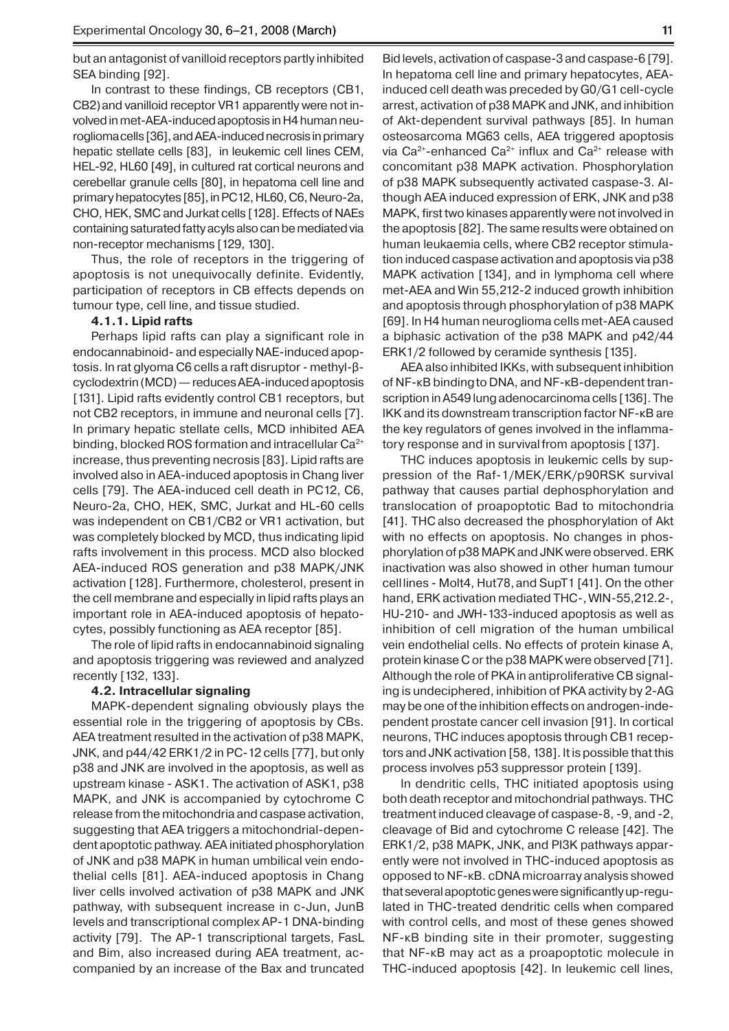but an antagonist of vanilloid receptors partly inhibited SEA binding [92].

In contrast to these findings, CB receptors (CB1, CB2) and vanilloid receptor VR1 apparently were not involved in met-AEA-induced apoptosis in H4 human neuroglioma cells [36], and AEA-induced necrosis in primary hepatic stellate cells [83], in leukemic cell lines CEM, HEL-92, HL60 [49], in cultured rat cortical neurons and cerebellar granule cells [80], in hepatoma cell line and primary hepatocytes [85], in PC12, HL60, C6, Neuro-2a, CHO, HEK, SMC and Jurkat cells [128]. Effects of NAEs containing saturated fatty acyls also can be mediated via non-receptor mechanisms [129, 130].

Thus, the role of receptors in the triggering of apoptosis is not unequivocally definite. Evidently, participation of receptors in CB effects depends on tumour type, cell line, and tissue studied.

#### 4.1.1. Lipid rafts

Perhaps lipid rafts can play a significant role in endocannabinoid- and especially NAE-induced apoptosis. In rat glyoma C6 cells a raft disruptor - methyl-β-cyclodextrin (MCD) — reduces AEA-induced apoptosis [131]. Lipid rafts evidently control CB1 receptors, but not CB2 receptors, in immune and neuronal cells [7]. In primary hepatic stellate cells, MCD inhibited AEA binding, blocked ROS formation and intracellular $Ca^{2+}$ increase, thus preventing necrosis [83]. Lipid rafts are involved also in AEA-induced apoptosis in Chang liver cells [79]. The AEA-induced cell death in PC12, C6, Neuro-2a, CHO, HEK, SMC, Jurkat and HL-60 cells was independent on CB1/CB2 or VR1 activation, but was completely blocked by MCD, thus indicating lipid rafts involvement in this process. MCD also blocked AEA-induced ROS generation and p38 MAPK/JNK activation [128]. Furthermore, cholesterol, present in the cell membrane and especially in lipid rafts plays an important role in AEA-induced apoptosis of hepatocytes, possibly functioning as AEA receptor [85].

The role of lipid rafts in endocannabinoid signaling and apoptosis triggering was reviewed and analyzed recently [132, 133].

### 4.2. Intracellular signaling

MAPK-dependent signaling obviously plays the essential role in the triggering of apoptosis by CBs. AEA treatment resulted in the activation of p38 MAPK, JNK, and p44/42 ERK1/2 in PC-12 cells [77], but only p38 and JNK are involved in the apoptosis, as well as upstream kinase - ASK1. The activation of ASK1, p38 MAPK, and JNK is accompanied by cytochrome C release from the mitochondria and caspase activation, suggesting that AEA triggers a mitochondrial-dependent apoptotic pathway. AEA initiated phosphorylation of JNK and p38 MAPK in human umbilical vein endothelial cells [81]. AEA-induced apoptosis in Chang liver cells involved activation of p38 MAPK and JNK pathway, with subsequent increase in c-Jun, JunB levels and transcriptional complex AP-1 DNA-binding activity [79]. The AP-1 transcriptional targets, FasL and Bim, also increased during AEA treatment, accompanied by an increase of the Bax and truncated Bid levels, activation of caspase-3 and caspase-6 [79]. In hepatoma cell line and primary hepatocytes, AEA-induced cell death was preceded by G0/G1 cell-cycle arrest, activation of p38 MAPK and JNK, and inhibition of Akt-dependent survival pathways [85]. In human osteosarcoma MG63 cells, AEA triggered apoptosis via $Ca^{2+}$-enhanced $Ca^{2+}$ influx and $Ca^{2+}$ release with concomitant p38 MAPK activation. Phosphorylation of p38 MAPK subsequently activated caspase-3. Although AEA induced expression of ERK, JNK and p38 MAPK, first two kinases apparently were not involved in the apoptosis [82]. The same results were obtained on human leukaemia cells, where CB2 receptor stimulation induced caspase activation and apoptosis via p38 MAPK activation [134], and in lymphoma cell where met-AEA and Win 55,212-2 induced growth inhibition and apoptosis through phosphorylation of p38 MAPK [69]. In H4 human neuroglioma cells met-AEA caused a biphasic activation of the p38 MAPK and p42/44 ERK1/2 followed by ceramide synthesis [135].

AEA also inhibited IKKs, with subsequent inhibition of NF-κB binding to DNA, and NF-κB-dependent transcription in A549 lung adenocarcinoma cells [136]. The IKK and its downstream transcription factor NF-κB are the key regulators of genes involved in the inflammatory response and in survival from apoptosis [137].

THC induces apoptosis in leukemic cells by suppression of the Raf-1/MEK/ERK/p90RSK survival pathway that causes partial dephosphorylation and translocation of proapoptotic Bad to mitochondria [41]. THC also decreased the phosphorylation of Akt with no effects on apoptosis. No changes in phosphorylation of p38 MAPK and JNK were observed. ERK inactivation was also showed in other human tumour cell lines - Molt4, Hut78, and SupT1 [41]. On the other hand, ERK activation mediated THC-, WIN-55,212.2-, HU-210- and JWH-133-induced apoptosis as well as inhibition of cell migration of the human umbilical vein endothelial cells. No effects of protein kinase A, protein kinase C or the p38 MAPK were observed [71]. Although the role of PKA in antiproliferative CB signaling is undeciphered, inhibition of PKA activity by 2-AG may be one of the inhibition effects on androgen-independent prostate cancer cell invasion [91]. In cortical neurons, THC induces apoptosis through CB1 receptors and JNK activation [58, 138]. It is possible that this process involves p53 suppressor protein [139].

In dendritic cells, THC initiated apoptosis using both death receptor and mitochondrial pathways. THC treatment induced cleavage of caspase-8, -9, and -2, cleavage of Bid and cytochrome C release [42]. The ERK1/2, p38 MAPK, JNK, and PI3K pathways apparently were not involved in THC-induced apoptosis as opposed to NF-κB. cDNA microarray analysis showed that several apoptotic genes were significantly up-regulated in THC-treated dendritic cells when compared with control cells, and most of these genes showed NF-κB binding site in their promoter, suggesting that NF-κB may act as a proapoptotic molecule in THC-induced apoptosis [42]. In leukemic cell lines,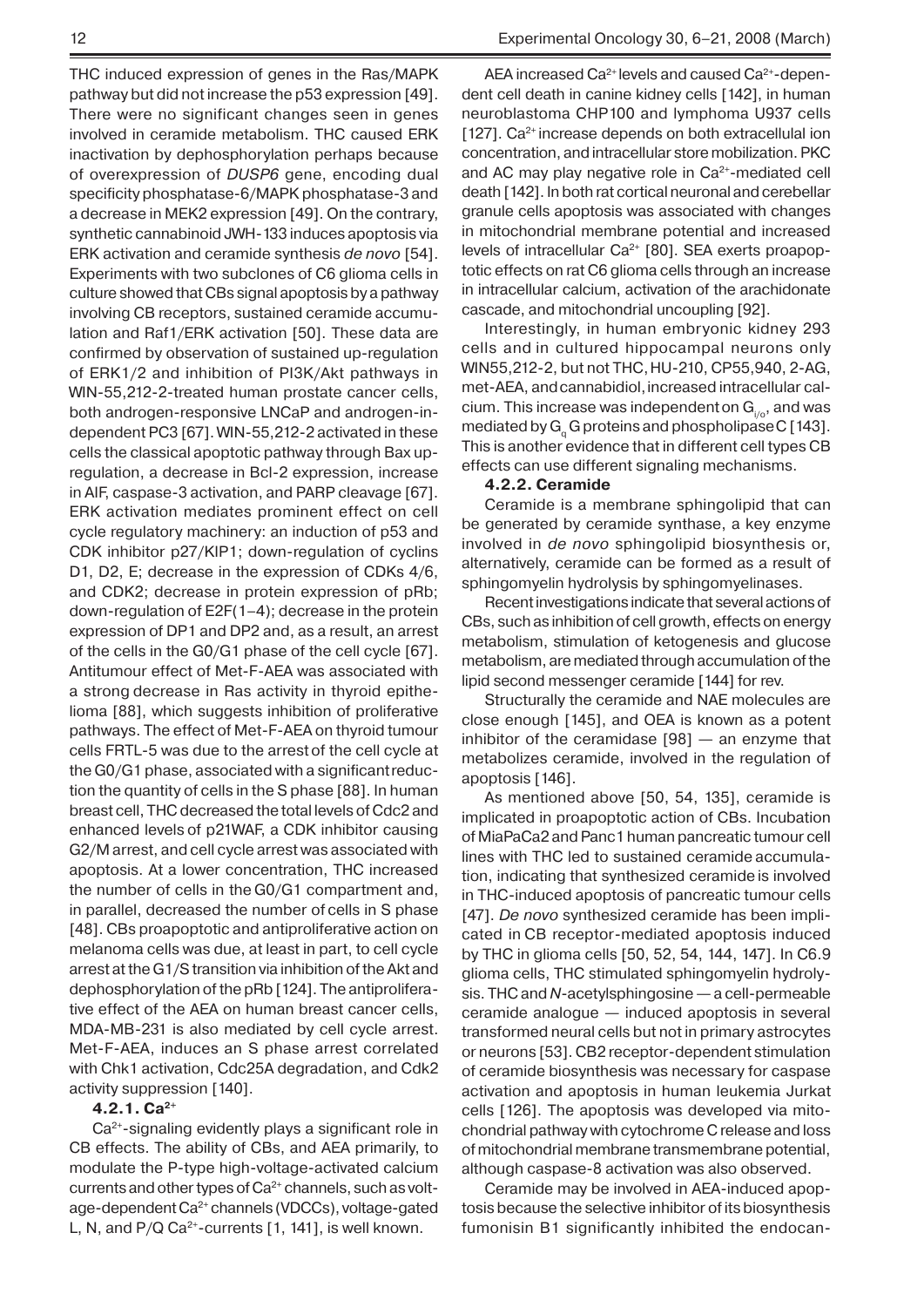THC induced expression of genes in the Ras/MAPK pathway but did not increase the p53 expression [49]. There were no significant changes seen in genes involved in ceramide metabolism. THC caused ERK inactivation by dephosphorylation perhaps because of overexpression of *DUSP6* gene, encoding dual specificity phosphatase-6/MAPK phosphatase-3 and a decrease in MEK2 expression [49]. On the contrary, synthetic cannabinoid JWH-133 induces apoptosis via ERK activation and ceramide synthesis *de novo* [54]. Experiments with two subclones of C6 glioma cells in culture showed that CBs signal apoptosis by a pathway involving CB receptors, sustained ceramide accumulation and Raf1/ERK activation [50]. These data are confirmed by observation of sustained up-regulation of ERK1/2 and inhibition of PI3K/Akt pathways in WIN-55,212-2-treated human prostate cancer cells, both androgen-responsive LNCaP and androgen-independent PC3 [67]. WIN-55,212-2 activated in these cells the classical apoptotic pathway through Bax up-regulation, a decrease in Bcl-2 expression, increase in AIF, caspase-3 activation, and PARP cleavage [67]. ERK activation mediates prominent effect on cell cycle regulatory machinery: an induction of p53 and CDK inhibitor p27/KIP1; down-regulation of cyclins D1, D2, E; decrease in the expression of CDKs 4/6, and CDK2; decrease in protein expression of pRb; down-regulation of E2F(1–4); decrease in the protein expression of DP1 and DP2 and, as a result, an arrest of the cells in the G0/G1 phase of the cell cycle [67]. Antitumour effect of Met-F-AEA was associated with a strong decrease in Ras activity in thyroid epithelioma [88], which suggests inhibition of proliferative pathways. The effect of Met-F-AEA on thyroid tumour cells FRTL-5 was due to the arrest of the cell cycle at the G0/G1 phase, associated with a significant reduction the quantity of cells in the S phase [88]. In human breast cell, THC decreased the total levels of Cdc2 and enhanced levels of p21WAF, a CDK inhibitor causing G2/M arrest, and cell cycle arrest was associated with apoptosis. At a lower concentration, THC increased the number of cells in the G0/G1 compartment and, in parallel, decreased the number of cells in S phase [48]. CBs proapoptotic and antiproliferative action on melanoma cells was due, at least in part, to cell cycle arrest at the G1/S transition via inhibition of the Akt and dephosphorylation of the pRb [124]. The antiproliferative effect of the AEA on human breast cancer cells, MDA-MB-231 is also mediated by cell cycle arrest. Met-F-AEA, induces an S phase arrest correlated with Chk1 activation, Cdc25A degradation, and Cdk2 activity suppression [140].

#### 4.2.1. $Ca^{2+}$

$Ca^{2+}$-signaling evidently plays a significant role in CB effects. The ability of CBs, and AEA primarily, to modulate the P-type high-voltage-activated calcium currents and other types of $Ca^{2+}$ channels, such as voltage-dependent $Ca^{2+}$ channels (VDCCs), voltage-gated L, N, and P/Q $Ca^{2+}$-currents [1, 141], is well known.

AEA increased $Ca^{2+}$ levels and caused $Ca^{2+}$-dependent cell death in canine kidney cells [142], in human neuroblastoma CHP100 and lymphoma U937 cells [127]. $Ca^{2+}$ increase depends on both extracellular ion concentration, and intracellular store mobilization. PKC and AC may play negative role in $Ca^{2+}$-mediated cell death [142]. In both rat cortical neuronal and cerebellar granule cells apoptosis was associated with changes in mitochondrial membrane potential and increased levels of intracellular $Ca^{2+}$ [80]. SEA exerts proapoptotic effects on rat C6 glioma cells through an increase in intracellular calcium, activation of the arachidonate cascade, and mitochondrial uncoupling [92].

Interestingly, in human embryonic kidney 293 cells and in cultured hippocampal neurons only WIN55,212-2, but not THC, HU-210, CP55,940, 2-AG, met-AEA, and cannabidiol, increased intracellular calcium. This increase was independent on $G_{i/o}$, and was mediated by $G_q$ G proteins and phospholipase C [143]. This is another evidence that in different cell types CB effects can use different signaling mechanisms.

#### 4.2.2. Ceramide

Ceramide is a membrane sphingolipid that can be generated by ceramide synthase, a key enzyme involved in *de novo* sphingolipid biosynthesis or, alternatively, ceramide can be formed as a result of sphingomyelin hydrolysis by sphingomyelinases.

Recent investigations indicate that several actions of CBs, such as inhibition of cell growth, effects on energy metabolism, stimulation of ketogenesis and glucose metabolism, are mediated through accumulation of the lipid second messenger ceramide [144] for rev.

Structurally the ceramide and NAE molecules are close enough [145], and OEA is known as a potent inhibitor of the ceramidase [98] — an enzyme that metabolizes ceramide, involved in the regulation of apoptosis [146].

As mentioned above [50, 54, 135], ceramide is implicated in proapoptotic action of CBs. Incubation of MiaPaCa2 and Panc1 human pancreatic tumour cell lines with THC led to sustained ceramide accumulation, indicating that synthesized ceramide is involved in THC-induced apoptosis of pancreatic tumour cells [47]. *De novo* synthesized ceramide has been implicated in CB receptor-mediated apoptosis induced by THC in glioma cells [50, 52, 54, 144, 147]. In C6.9 glioma cells, THC stimulated sphingomyelin hydrolysis. THC and *N*-acetylsphingosine — a cell-permeable ceramide analogue — induced apoptosis in several transformed neural cells but not in primary astrocytes or neurons [53]. CB2 receptor-dependent stimulation of ceramide biosynthesis was necessary for caspase activation and apoptosis in human leukemia Jurkat cells [126]. The apoptosis was developed via mitochondrial pathway with cytochrome C release and loss of mitochondrial membrane transmembrane potential, although caspase-8 activation was also observed.

Ceramide may be involved in AEA-induced apoptosis because the selective inhibitor of its biosynthesis fumonisin B1 significantly inhibited the endocan-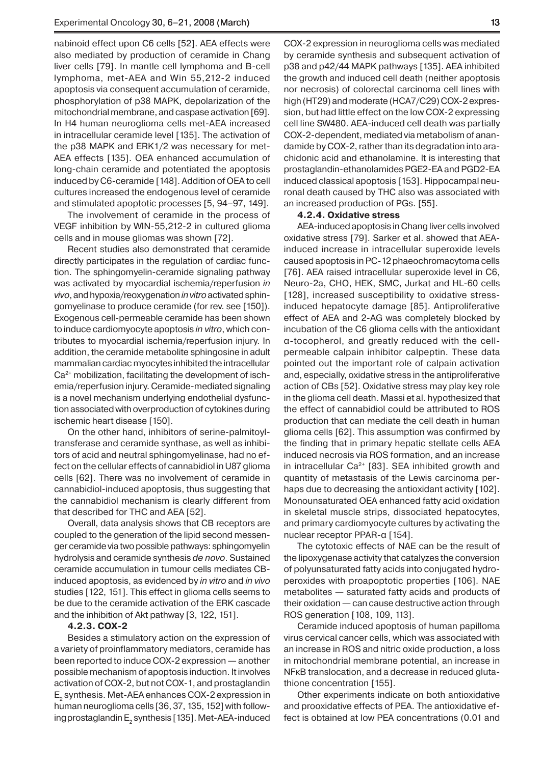nabinoid effect upon C6 cells [52]. AEA effects were also mediated by production of ceramide in Chang liver cells [79]. In mantle cell lymphoma and B-cell lymphoma, met-AEA and Win 55,212-2 induced apoptosis via consequent accumulation of ceramide, phosphorylation of p38 MAPK, depolarization of the mitochondrial membrane, and caspase activation [69]. In H4 human neuroglioma cells met-AEA increased in intracellular ceramide level [135]. The activation of the p38 MAPK and ERK1/2 was necessary for met-AEA effects [135]. OEA enhanced accumulation of long-chain ceramide and potentiated the apoptosis induced by C6-ceramide [148]. Addition of OEA to cell cultures increased the endogenous level of ceramide and stimulated apoptotic processes [5, 94–97, 149].

The involvement of ceramide in the process of VEGF inhibition by WIN-55,212-2 in cultured glioma cells and in mouse gliomas was shown [72].

Recent studies also demonstrated that ceramide directly participates in the regulation of cardiac function. The sphingomyelin-ceramide signaling pathway was activated by myocardial ischemia/reperfusion *in vivo*, and hypoxia/reoxygenation *in vitro* activated sphingomyelinase to produce ceramide (for rev. see [150]). Exogenous cell-permeable ceramide has been shown to induce cardiomyocyte apoptosis *in vitro*, which contributes to myocardial ischemia/reperfusion injury. In addition, the ceramide metabolite sphingosine in adult mammalian cardiac myocytes inhibited the intracellular $Ca^{2+}$ mobilization, facilitating the development of ischemia/reperfusion injury. Ceramide-mediated signaling is a novel mechanism underlying endothelial dysfunction associated with overproduction of cytokines during ischemic heart disease [150].

On the other hand, inhibitors of serine-palmitoyltransferase and ceramide synthase, as well as inhibitors of acid and neutral sphingomyelinase, had no effect on the cellular effects of cannabidiol in U87 glioma cells [62]. There was no involvement of ceramide in cannabidiol-induced apoptosis, thus suggesting that the cannabidiol mechanism is clearly different from that described for THC and AEA [52].

Overall, data analysis shows that CB receptors are coupled to the generation of the lipid second messenger ceramide via two possible pathways: sphingomyelin hydrolysis and ceramide synthesis *de novo*. Sustained ceramide accumulation in tumour cells mediates CB-induced apoptosis, as evidenced by *in vitro* and *in vivo* studies [122, 151]. This effect in glioma cells seems to be due to the ceramide activation of the ERK cascade and the inhibition of Akt pathway [3, 122, 151].

#### 4.2.3. COX-2

Besides a stimulatory action on the expression of a variety of proinflammatory mediators, ceramide has been reported to induce COX-2 expression — another possible mechanism of apoptosis induction. It involves activation of COX-2, but not COX-1, and prostaglandin $E_2$ synthesis. Met-AEA enhances COX-2 expression in human neuroglioma cells [36, 37, 135, 152] with following prostaglandin $E_2$ synthesis [135]. Met-AEA-induced COX-2 expression in neuroglioma cells was mediated by ceramide synthesis and subsequent activation of p38 and p42/44 MAPK pathways [135]. AEA inhibited the growth and induced cell death (neither apoptosis nor necrosis) of colorectal carcinoma cell lines with high (HT29) and moderate (HCA7/C29) COX-2 expression, but had little effect on the low COX-2 expressing cell line SW480. AEA-induced cell death was partially COX-2-dependent, mediated via metabolism of anandamide by COX-2, rather than its degradation into arachidonic acid and ethanolamine. It is interesting that prostaglandin-ethanolamides PGE2-EA and PGD2-EA induced classical apoptosis [153]. Hippocampal neuronal death caused by THC also was associated with an increased production of PGs. [55].

#### 4.2.4. Oxidative stress

AEA-induced apoptosis in Chang liver cells involved oxidative stress [79]. Sarker et al. showed that AEA-induced increase in intracellular superoxide levels caused apoptosis in PC-12 phaeochromacytoma cells [76]. AEA raised intracellular superoxide level in C6, Neuro-2a, CHO, HEK, SMC, Jurkat and HL-60 cells [128], increased susceptibility to oxidative stress-induced hepatocyte damage [85]. Antiproliferative effect of AEA and 2-AG was completely blocked by incubation of the C6 glioma cells with the antioxidant α-tocopherol, and greatly reduced with the cell-permeable calpain inhibitor calpeptin. These data pointed out the important role of calpain activation and, especially, oxidative stress in the antiproliferative action of CBs [52]. Oxidative stress may play key role in the glioma cell death. Massi et al. hypothesized that the effect of cannabidiol could be attributed to ROS production that can mediate the cell death in human glioma cells [62]. This assumption was confirmed by the finding that in primary hepatic stellate cells AEA induced necrosis via ROS formation, and an increase in intracellular $Ca^{2+}$ [83]. SEA inhibited growth and quantity of metastasis of the Lewis carcinoma perhaps due to decreasing the antioxidant activity [102]. Monounsaturated OEA enhanced fatty acid oxidation in skeletal muscle strips, dissociated hepatocytes, and primary cardiomyocyte cultures by activating the nuclear receptor PPAR-α [154].

The cytotoxic effects of NAE can be the result of the lipoxygenase activity that catalyzes the conversion of polyunsaturated fatty acids into conjugated hydroperoxides with proapoptotic properties [106]. NAE metabolites — saturated fatty acids and products of their oxidation — can cause destructive action through ROS generation [108, 109, 113].

Ceramide induced apoptosis of human papilloma virus cervical cancer cells, which was associated with an increase in ROS and nitric oxide production, a loss in mitochondrial membrane potential, an increase in NFκB translocation, and a decrease in reduced glutathione concentration [155].

Other experiments indicate on both antioxidative and prooxidative effects of PEA. The antioxidative effect is obtained at low PEA concentrations (0.01 and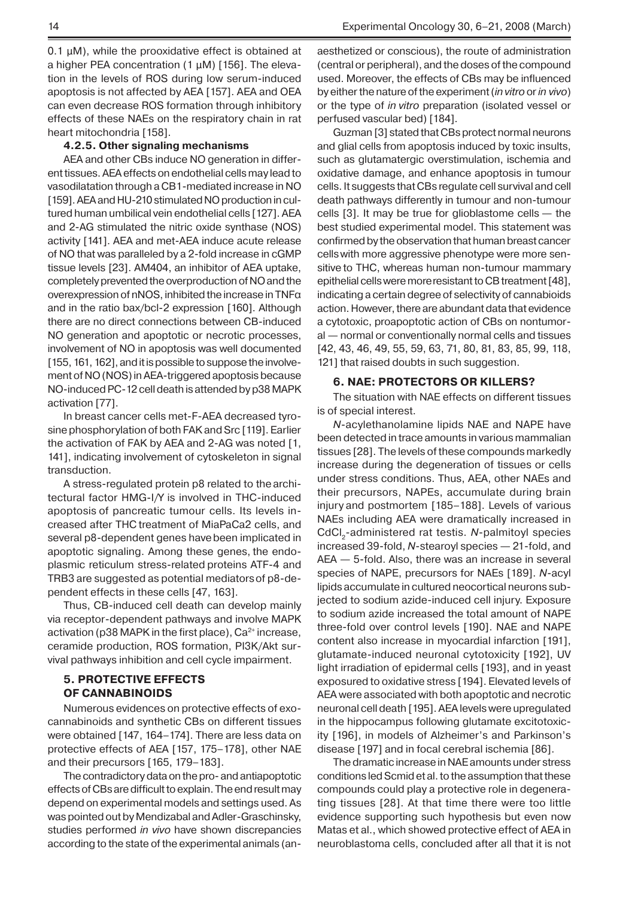0.1 µM), while the prooxidative effect is obtained at a higher PEA concentration (1 µM) [156]. The elevation in the levels of ROS during low serum-induced apoptosis is not affected by AEA [157]. AEA and OEA can even decrease ROS formation through inhibitory effects of these NAEs on the respiratory chain in rat heart mitochondria [158].

#### 4.2.5. Other signaling mechanisms

AEA and other CBs induce NO generation in different tissues. AEA effects on endothelial cells may lead to vasodilatation through a CB1-mediated increase in NO [159]. AEA and HU-210 stimulated NO production in cultured human umbilical vein endothelial cells [127]. AEA and 2-AG stimulated the nitric oxide synthase (NOS) activity [141]. AEA and met-AEA induce acute release of NO that was paralleled by a 2-fold increase in cGMP tissue levels [23]. AM404, an inhibitor of AEA uptake, completely prevented the overproduction of NO and the overexpression of nNOS, inhibited the increase in TNFα and in the ratio bax/bcl-2 expression [160]. Although there are no direct connections between CB-induced NO generation and apoptotic or necrotic processes, involvement of NO in apoptosis was well documented [155, 161, 162], and it is possible to suppose the involvement of NO (NOS) in AEA-triggered apoptosis because NO-induced PC-12 cell death is attended by p38 MAPK activation [77].

In breast cancer cells met-F-AEA decreased tyrosine phosphorylation of both FAK and Src [119]. Earlier the activation of FAK by AEA and 2-AG was noted [1, 141], indicating involvement of cytoskeleton in signal transduction.

A stress-regulated protein p8 related to the architectural factor HMG-I/Y is involved in THC-induced apoptosis of pancreatic tumour cells. Its levels increased after THC treatment of MiaPaCa2 cells, and several p8-dependent genes have been implicated in apoptotic signaling. Among these genes, the endoplasmic reticulum stress-related proteins ATF-4 and TRB3 are suggested as potential mediators of p8-dependent effects in these cells [47, 163].

Thus, CB-induced cell death can develop mainly via receptor-dependent pathways and involve MAPK activation (p38 MAPK in the first place), $Ca^{2+}$ increase, ceramide production, ROS formation, PI3K/Akt survival pathways inhibition and cell cycle impairment.

### 5. PROTECTIVE EFFECTS OF CANNABINOIDS

Numerous evidences on protective effects of exocannabinoids and synthetic CBs on different tissues were obtained [147, 164–174]. There are less data on protective effects of AEA [157, 175–178], other NAE and their precursors [165, 179–183].

The contradictory data on the pro- and antiapoptotic effects of CBs are difficult to explain. The end result may depend on experimental models and settings used. As was pointed out by Mendizabal and Adler-Graschinsky, studies performed *in vivo* have shown discrepancies according to the state of the experimental animals (anaesthetized or conscious), the route of administration (central or peripheral), and the doses of the compound used. Moreover, the effects of CBs may be influenced by either the nature of the experiment (*in vitro* or *in vivo*) or the type of *in vitro* preparation (isolated vessel or perfused vascular bed) [184].

Guzman [3] stated that CBs protect normal neurons and glial cells from apoptosis induced by toxic insults, such as glutamatergic overstimulation, ischemia and oxidative damage, and enhance apoptosis in tumour cells. It suggests that CBs regulate cell survival and cell death pathways differently in tumour and non-tumour cells [3]. It may be true for glioblastome cells — the best studied experimental model. This statement was confirmed by the observation that human breast cancer cells with more aggressive phenotype were more sensitive to THC, whereas human non-tumour mammary epithelial cells were more resistant to CB treatment [48], indicating a certain degree of selectivity of cannabioids action. However, there are abundant data that evidence a cytotoxic, proapoptotic action of CBs on nontumoral — normal or conventionally normal cells and tissues [42, 43, 46, 49, 55, 59, 63, 71, 80, 81, 83, 85, 99, 118, 121] that raised doubts in such suggestion.

### 6. NAE: PROTECTORS OR KILLERS?

The situation with NAE effects on different tissues is of special interest.

*N*-acylethanolamine lipids NAE and NAPE have been detected in trace amounts in various mammalian tissues [28]. The levels of these compounds markedly increase during the degeneration of tissues or cells under stress conditions. Thus, AEA, other NAEs and their precursors, NAPEs, accumulate during brain injury and postmortem [185–188]. Levels of various NAEs including AEA were dramatically increased in $CdCl_2$-administered rat testis. *N*-palmitoyl species increased 39-fold, *N*-stearoyl species — 21-fold, and AEA — 5-fold. Also, there was an increase in several species of NAPE, precursors for NAEs [189]. *N*-acyl lipids accumulate in cultured neocortical neurons subjected to sodium azide-induced cell injury. Exposure to sodium azide increased the total amount of NAPE three-fold over control levels [190]. NAE and NAPE content also increase in myocardial infarction [191], glutamate-induced neuronal cytotoxicity [192], UV light irradiation of epidermal cells [193], and in yeast exposured to oxidative stress [194]. Elevated levels of AEA were associated with both apoptotic and necrotic neuronal cell death [195]. AEA levels were upregulated in the hippocampus following glutamate excitotoxicity [196], in models of Alzheimer's and Parkinson's disease [197] and in focal cerebral ischemia [86].

The dramatic increase in NAE amounts under stress conditions led Scmid et al. to the assumption that these compounds could play a protective role in degenerating tissues [28]. At that time there were too little evidence supporting such hypothesis but even now Matas et al., which showed protective effect of AEA in neuroblastoma cells, concluded after all that it is not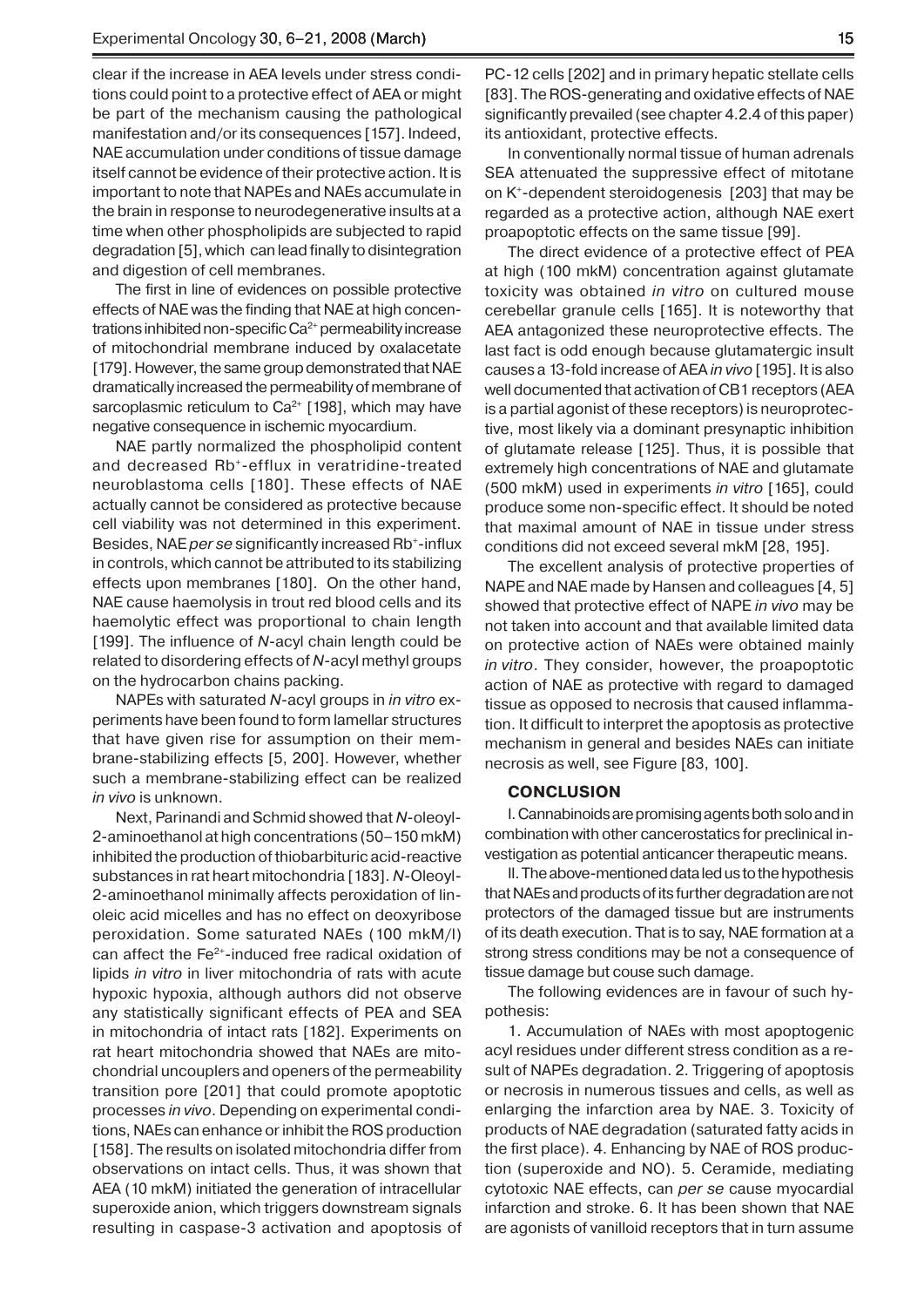clear if the increase in AEA levels under stress conditions could point to a protective effect of AEA or might be part of the mechanism causing the pathological manifestation and/or its consequences [157]. Indeed, NAE accumulation under conditions of tissue damage itself cannot be evidence of their protective action. It is important to note that NAPEs and NAEs accumulate in the brain in response to neurodegenerative insults at a time when other phospholipids are subjected to rapid degradation [5], which can lead finally to disintegration and digestion of cell membranes.

The first in line of evidences on possible protective effects of NAE was the finding that NAE at high concentrations inhibited non-specific $Ca^{2+}$ permeability increase of mitochondrial membrane induced by oxalacetate [179]. However, the same group demonstrated that NAE dramatically increased the permeability of membrane of sarcoplasmic reticulum to $Ca^{2+}$ [198], which may have negative consequence in ischemic myocardium.

NAE partly normalized the phospholipid content and decreased $Rb^{+}$-efflux in veratridine-treated neuroblastoma cells [180]. These effects of NAE actually cannot be considered as protective because cell viability was not determined in this experiment. Besides, NAE *per se* significantly increased $Rb^{+}$-influx in controls, which cannot be attributed to its stabilizing effects upon membranes [180]. On the other hand, NAE cause haemolysis in trout red blood cells and its haemolytic effect was proportional to chain length [199]. The influence of *N*-acyl chain length could be related to disordering effects of *N*-acyl methyl groups on the hydrocarbon chains packing.

NAPEs with saturated *N*-acyl groups in *in vitro* experiments have been found to form lamellar structures that have given rise for assumption on their membrane-stabilizing effects [5, 200]. However, whether such a membrane-stabilizing effect can be realized *in vivo* is unknown.

Next, Parinandi and Schmid showed that *N*-oleoyl-2-aminoethanol at high concentrations (50–150 mkM) inhibited the production of thiobarbituric acid-reactive substances in rat heart mitochondria [183]. *N*-Oleoyl-2-aminoethanol minimally affects peroxidation of linoleic acid micelles and has no effect on deoxyribose peroxidation. Some saturated NAEs (100 mkM/l) can affect the $Fe^{2+}$-induced free radical oxidation of lipids *in vitro* in liver mitochondria of rats with acute hypoxic hypoxia, although authors did not observe any statistically significant effects of PEA and SEA in mitochondria of intact rats [182]. Experiments on rat heart mitochondria showed that NAEs are mitochondrial uncouplers and openers of the permeability transition pore [201] that could promote apoptotic processes *in vivo*. Depending on experimental conditions, NAEs can enhance or inhibit the ROS production [158]. The results on isolated mitochondria differ from observations on intact cells. Thus, it was shown that AEA (10 mkM) initiated the generation of intracellular superoxide anion, which triggers downstream signals resulting in caspase-3 activation and apoptosis of PC-12 cells [202] and in primary hepatic stellate cells [83]. The ROS-generating and oxidative effects of NAE significantly prevailed (see chapter 4.2.4 of this paper) its antioxidant, protective effects.

In conventionally normal tissue of human adrenals SEA attenuated the suppressive effect of mitotane on $K^{+}$-dependent steroidogenesis [203] that may be regarded as a protective action, although NAE exert proapoptotic effects on the same tissue [99].

The direct evidence of a protective effect of PEA at high (100 mkM) concentration against glutamate toxicity was obtained *in vitro* on cultured mouse cerebellar granule cells [165]. It is noteworthy that AEA antagonized these neuroprotective effects. The last fact is odd enough because glutamatergic insult causes a 13-fold increase of AEA *in vivo* [195]. It is also well documented that activation of CB1 receptors (AEA is a partial agonist of these receptors) is neuroprotective, most likely via a dominant presynaptic inhibition of glutamate release [125]. Thus, it is possible that extremely high concentrations of NAE and glutamate (500 mkM) used in experiments *in vitro* [165], could produce some non-specific effect. It should be noted that maximal amount of NAE in tissue under stress conditions did not exceed several mkM [28, 195].

The excellent analysis of protective properties of NAPE and NAE made by Hansen and colleagues [4, 5] showed that protective effect of NAPE *in vivo* may be not taken into account and that available limited data on protective action of NAEs were obtained mainly *in vitro*. They consider, however, the proapoptotic action of NAE as protective with regard to damaged tissue as opposed to necrosis that caused inflammation. It difficult to interpret the apoptosis as protective mechanism in general and besides NAEs can initiate necrosis as well, see Figure [83, 100].

## CONCLUSION

I. Cannabinoids are promising agents both solo and in combination with other cancerostatics for preclinical investigation as potential anticancer therapeutic means.

II. The above-mentioned data led us to the hypothesis that NAEs and products of its further degradation are not protectors of the damaged tissue but are instruments of its death execution. That is to say, NAE formation at a strong stress conditions may be not a consequence of tissue damage but couse such damage.

The following evidences are in favour of such hypothesis:

1. Accumulation of NAEs with most apoptogenic acyl residues under different stress condition as a result of NAPEs degradation. 2. Triggering of apoptosis or necrosis in numerous tissues and cells, as well as enlarging the infarction area by NAE. 3. Toxicity of products of NAE degradation (saturated fatty acids in the first place). 4. Enhancing by NAE of ROS production (superoxide and NO). 5. Ceramide, mediating cytotoxic NAE effects, can *per se* cause myocardial infarction and stroke. 6. It has been shown that NAE are agonists of vanilloid receptors that in turn assume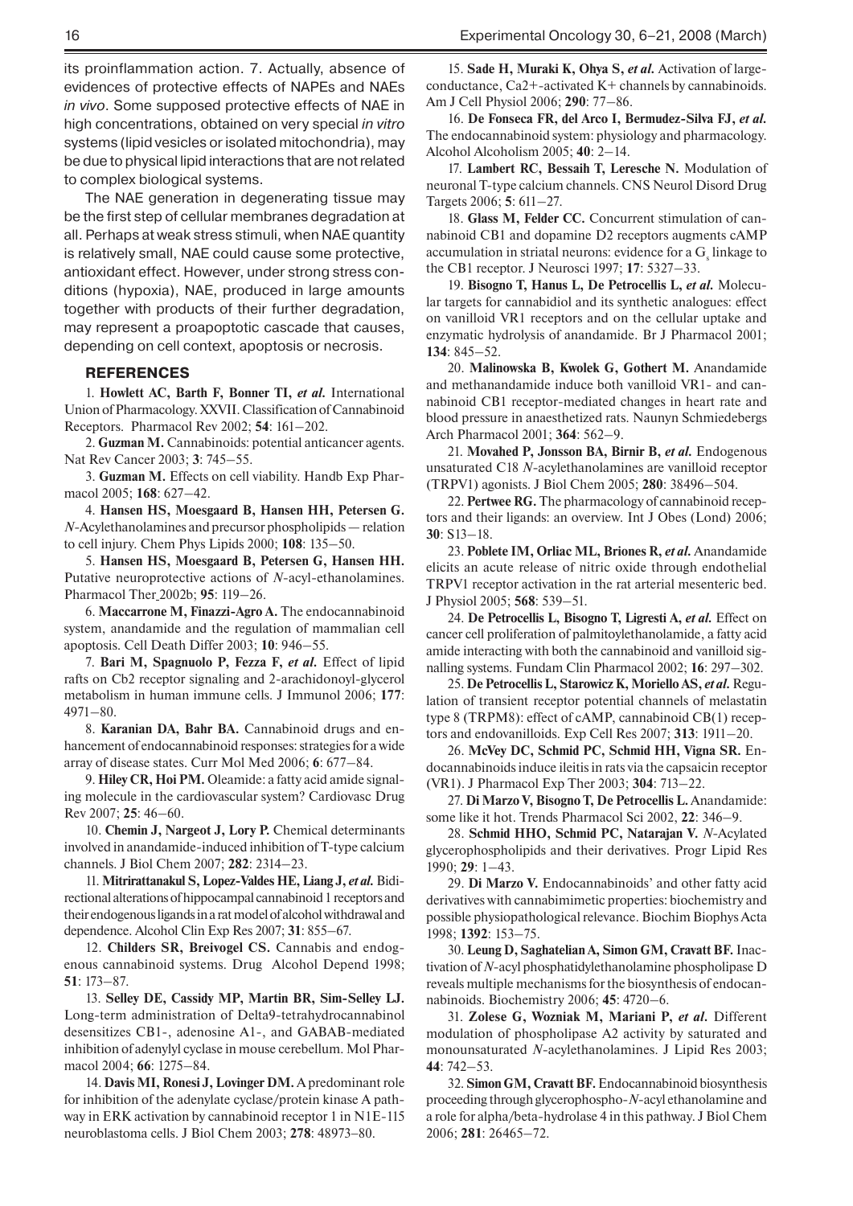its proinflammation action. 7. Actually, absence of evidences of protective effects of NAPEs and NAEs *in vivo*. Some supposed protective effects of NAE in high concentrations, obtained on very special *in vitro* systems (lipid vesicles or isolated mitochondria), may be due to physical lipid interactions that are not related to complex biological systems.

The NAE generation in degenerating tissue may be the first step of cellular membranes degradation at all. Perhaps at weak stress stimuli, when NAE quantity is relatively small, NAE could cause some protective, antioxidant effect. However, under strong stress conditions (hypoxia), NAE, produced in large amounts together with products of their further degradation, may represent a proapoptotic cascade that causes, depending on cell context, apoptosis or necrosis.

## REFERENCES

1. **Howlett AC, Barth F, Bonner TI, *et al.*** International Union of Pharmacology. XXVII. Classification of Cannabinoid Receptors. Pharmacol Rev 2002; **54**: 161–202.

2. **Guzman M.** Cannabinoids: potential anticancer agents. Nat Rev Cancer 2003; **3**: 745–55.

3. **Guzman M.** Effects on cell viability. Handb Exp Pharmacol 2005; **168**: 627–42.

4. **Hansen HS, Moesgaard B, Hansen HH, Petersen G.** *N*-Acylethanolamines and precursor phospholipids — relation to cell injury. Chem Phys Lipids 2000; **108**: 135–50.

5. **Hansen HS, Moesgaard B, Petersen G, Hansen HH.** Putative neuroprotective actions of *N*-acyl-ethanolamines. Pharmacol Ther 2002b; **95**: 119–26.

6. **Maccarrone M, Finazzi-Agro A.** The endocannabinoid system, anandamide and the regulation of mammalian cell apoptosis. Cell Death Differ 2003; **10**: 946–55.

7. **Bari M, Spagnuolo P, Fezza F, *et al.*** Effect of lipid rafts on Cb2 receptor signaling and 2-arachidonoyl-glycerol metabolism in human immune cells. J Immunol 2006; **177**: 4971–80.

8. **Karanian DA, Bahr BA.** Cannabinoid drugs and enhancement of endocannabinoid responses: strategies for a wide array of disease states. Curr Mol Med 2006; **6**: 677–84.

9. **Hiley CR, Hoi PM.** Oleamide: a fatty acid amide signaling molecule in the cardiovascular system? Cardiovasc Drug Rev 2007; **25**: 46–60.

10. **Chemin J, Nargeot J, Lory P.** Chemical determinants involved in anandamide-induced inhibition of T-type calcium channels. J Biol Chem 2007; **282**: 2314–23.

11. **Mitrirattanakul S, Lopez-Valdes HE, Liang J, *et al.*** Bidirectional alterations of hippocampal cannabinoid 1 receptors and their endogenous ligands in a rat model of alcohol withdrawal and dependence. Alcohol Clin Exp Res 2007; **31**: 855–67.

12. **Childers SR, Breivogel CS.** Cannabis and endogenous cannabinoid systems. Drug Alcohol Depend 1998; **51**: 173–87.

13. **Selley DE, Cassidy MP, Martin BR, Sim-Selley LJ.** Long-term administration of Delta9-tetrahydrocannabinol desensitizes CB1-, adenosine A1-, and GABAB-mediated inhibition of adenylyl cyclase in mouse cerebellum. Mol Pharmacol 2004; **66**: 1275–84.

14. **Davis MI, Ronesi J, Lovinger DM.** A predominant role for inhibition of the adenylate cyclase/protein kinase A pathway in ERK activation by cannabinoid receptor 1 in N1E-115 neuroblastoma cells. J Biol Chem 2003; **278**: 48973–80.

15. **Sade H, Muraki K, Ohya S, *et al.*** Activation of large-conductance, $Ca^{2+}$-activated $K^+$ channels by cannabinoids. Am J Cell Physiol 2006; **290**: 77–86.

16. **De Fonseca FR, del Arco I, Bermudez-Silva FJ, *et al.*** The endocannabinoid system: physiology and pharmacology. Alcohol Alcoholism 2005; **40**: 2–14.

17. **Lambert RC, Bessaih T, Leresche N.** Modulation of neuronal T-type calcium channels. CNS Neurol Disord Drug Targets 2006; **5**: 611–27.

18. **Glass M, Felder CC.** Concurrent stimulation of cannabinoid CB1 and dopamine D2 receptors augments cAMP accumulation in striatal neurons: evidence for a $G_s$ linkage to the CB1 receptor. J Neurosci 1997; **17**: 5327–33.

19. **Bisogno T, Hanus L, De Petrocellis L, *et al.*** Molecular targets for cannabidiol and its synthetic analogues: effect on vanilloid VR1 receptors and on the cellular uptake and enzymatic hydrolysis of anandamide. Br J Pharmacol 2001; **134**: 845–52.

20. **Malinowska B, Kwolek G, Gothert M.** Anandamide and methanandamide induce both vanilloid VR1- and cannabinoid CB1 receptor-mediated changes in heart rate and blood pressure in anaesthetized rats. Naunyn Schmiedebergs Arch Pharmacol 2001; **364**: 562–9.

21. **Movahed P, Jonsson BA, Birnir B, *et al.*** Endogenous unsaturated C18 *N*-acylethanolamines are vanilloid receptor (TRPV1) agonists. J Biol Chem 2005; **280**: 38496–504.

22. **Pertwee RG.** The pharmacology of cannabinoid receptors and their ligands: an overview. Int J Obes (Lond) 2006; **30**: S13–18.

23. **Poblete IM, Orliac ML, Briones R, *et al.*** Anandamide elicits an acute release of nitric oxide through endothelial TRPV1 receptor activation in the rat arterial mesenteric bed. J Physiol 2005; **568**: 539–51.

24. **De Petrocellis L, Bisogno T, Ligresti A, *et al.*** Effect on cancer cell proliferation of palmitoylethanolamide, a fatty acid amide interacting with both the cannabinoid and vanilloid signalling systems. Fundam Clin Pharmacol 2002; **16**: 297–302.

25. **De Petrocellis L, Starowicz K, Moriello AS, *et al.*** Regulation of transient receptor potential channels of melastatin type 8 (TRPM8): effect of cAMP, cannabinoid CB(1) receptors and endovanilloids. Exp Cell Res 2007; **313**: 1911–20.

26. **McVey DC, Schmid PC, Schmid HH, Vigna SR.** Endocannabinoids induce ileitis in rats via the capsaicin receptor (VR1). J Pharmacol Exp Ther 2003; **304**: 713–22.

27. **Di Marzo V, Bisogno T, De Petrocellis L.** Anandamide: some like it hot. Trends Pharmacol Sci 2002, **22**: 346–9.

28. **Schmid HHO, Schmid PC, Natarajan V.** *N*-Acylated glycerophospholipids and their derivatives. Progr Lipid Res 1990; **29**: 1–43.

29. **Di Marzo V.** Endocannabinoids' and other fatty acid derivatives with cannabimimetic properties: biochemistry and possible physiopathological relevance. Biochim Biophys Acta 1998; **1392**: 153–75.

30. **Leung D, Saghatelian A, Simon GM, Cravatt BF.** Inactivation of *N*-acyl phosphatidylethanolamine phospholipase D reveals multiple mechanisms for the biosynthesis of endocannabinoids. Biochemistry 2006; **45**: 4720–6.

31. **Zolese G, Wozniak M, Mariani P, *et al.*** Different modulation of phospholipase A2 activity by saturated and monounsaturated *N*-acylethanolamines. J Lipid Res 2003; **44**: 742–53.

32. **Simon GM, Cravatt BF.** Endocannabinoid biosynthesis proceeding through glycerophospho-*N*-acyl ethanolamine and a role for alpha/beta-hydrolase 4 in this pathway. J Biol Chem 2006; **281**: 26465–72.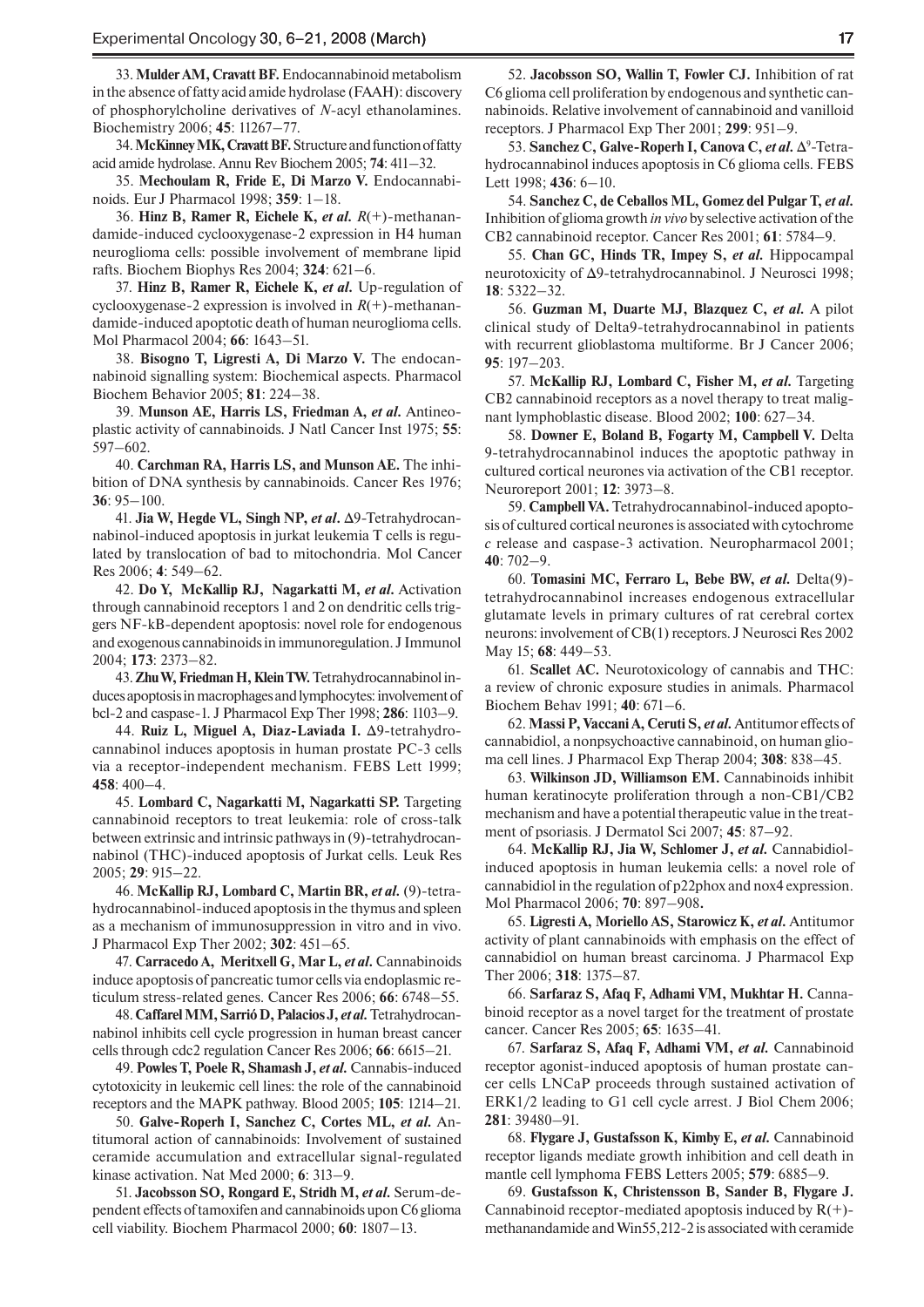33. **Mulder AM, Cravatt BF.** Endocannabinoid metabolism in the absence of fatty acid amide hydrolase (FAAH): discovery of phosphorylcholine derivatives of *N*-acyl ethanolamines. Biochemistry 2006; **45**: 11267–77.

34. **McKinney MK, Cravatt BF.** Structure and function of fatty acid amide hydrolase. Annu Rev Biochem 2005; **74**: 411–32.

35. **Mechoulam R, Fride E, Di Marzo V.** Endocannabinoids. Eur J Pharmacol 1998; **359**: 1–18.

36. **Hinz B, Ramer R, Eichele K,** ***et al.*** *R*(+)-methanandamide-induced cyclooxygenase-2 expression in H4 human neuroglioma cells: possible involvement of membrane lipid rafts. Biochem Biophys Res 2004; **324**: 621–6.

37. **Hinz B, Ramer R, Eichele K,** ***et al*****.** Up-regulation of cyclooxygenase-2 expression is involved in *R*(+)-methanandamide-induced apoptotic death of human neuroglioma cells. Mol Pharmacol 2004; **66**: 1643–51.

38. **Bisogno T, Ligresti A, Di Marzo V.** The endocannabinoid signalling system: Biochemical aspects. Pharmacol Biochem Behavior 2005; **81**: 224–38.

39. **Munson AE, Harris LS, Friedman A,** ***et al.*** Antineoplastic activity of cannabinoids. J Natl Cancer Inst 1975; **55**: 597–602.

40. **Carchman RA, Harris LS, and Munson AE.** The inhibition of DNA synthesis by cannabinoids. Cancer Res 1976; **36**: 95–100.

41. **Jia W, Hegde VL, Singh NP,** ***et al*****.** Δ9-Tetrahydrocannabinol-induced apoptosis in jurkat leukemia T cells is regulated by translocation of bad to mitochondria. Mol Cancer Res 2006; **4**: 549–62.

42. **Do Y, McKallip RJ, Nagarkatti M,** ***et al.*** Activation through cannabinoid receptors 1 and 2 on dendritic cells triggers NF-kB-dependent apoptosis: novel role for endogenous and exogenous cannabinoids in immunoregulation. J Immunol 2004; **173**: 2373–82.

43. **Zhu W, Friedman H, Klein TW.** Tetrahydrocannabinol induces apoptosis in macrophages and lymphocytes: involvement of bcl-2 and caspase-1. J Pharmacol Exp Ther 1998; **286**: 1103–9.

44. **Ruiz L, Miguel A, Diaz-Laviada I.** Δ9-tetrahydrocannabinol induces apoptosis in human prostate PC-3 cells via a receptor-independent mechanism. FEBS Lett 1999; **458**: 400–4.

45. **Lombard C, Nagarkatti M, Nagarkatti SP.** Targeting cannabinoid receptors to treat leukemia: role of cross-talk between extrinsic and intrinsic pathways in (9)-tetrahydrocannabinol (THC)-induced apoptosis of Jurkat cells. Leuk Res 2005; **29**: 915–22.

46. **McKallip RJ, Lombard C, Martin BR,** ***et al.*** (9)-tetrahydrocannabinol-induced apoptosis in the thymus and spleen as a mechanism of immunosuppression in vitro and in vivo. J Pharmacol Exp Ther 2002; **302**: 451–65.

47. **Carracedo A, Meritxell G, Mar L,** ***et al.*** Cannabinoids induce apoptosis of pancreatic tumor cells via endoplasmic reticulum stress-related genes. Cancer Res 2006; **66**: 6748–55.

48. **Caffarel MM, Sarrió D, Palacios J,** ***et al.*** Tetrahydrocannabinol inhibits cell cycle progression in human breast cancer cells through cdc2 regulation Cancer Res 2006; **66**: 6615–21.

49. **Powles T, Poele R, Shamash J,** ***et al.*** Cannabis-induced cytotoxicity in leukemic cell lines: the role of the cannabinoid receptors and the MAPK pathway. Blood 2005; **105**: 1214–21.

50. **Galve-Roperh I, Sanchez C, Cortes ML,** ***et al.*** Antitumoral action of cannabinoids: Involvement of sustained ceramide accumulation and extracellular signal-regulated kinase activation. Nat Med 2000; **6**: 313–9.

51. **Jacobsson SO, Rongard E, Stridh M,** ***et al.*** Serum-dependent effects of tamoxifen and cannabinoids upon C6 glioma cell viability. Biochem Pharmacol 2000; **60**: 1807–13.

52. **Jacobsson SO, Wallin T, Fowler CJ.** Inhibition of rat C6 glioma cell proliferation by endogenous and synthetic cannabinoids. Relative involvement of cannabinoid and vanilloid receptors. J Pharmacol Exp Ther 2001; **299**: 951–9.

53. **Sanchez C, Galve-Roperh I, Canova C,** ***et al.*** $\Delta^9$-Tetrahydrocannabinol induces apoptosis in C6 glioma cells. FEBS Lett 1998; **436**: 6–10.

54. **Sanchez C, de Ceballos ML, Gomez del Pulgar T,** ***et al.*** Inhibition of glioma growth *in vivo* by selective activation of the CB2 cannabinoid receptor. Cancer Res 2001; **61**: 5784–9.

55. **Chan GC, Hinds TR, Impey S,** ***et al.*** Hippocampal neurotoxicity of Δ9-tetrahydrocannabinol. J Neurosci 1998; **18**: 5322–32.

56. **Guzman M, Duarte MJ, Blazquez C,** ***et al.*** A pilot clinical study of Delta9-tetrahydrocannabinol in patients with recurrent glioblastoma multiforme. Br J Cancer 2006; **95**: 197–203.

57. **McKallip RJ, Lombard C, Fisher M,** ***et al.*** Targeting CB2 cannabinoid receptors as a novel therapy to treat malignant lymphoblastic disease. Blood 2002; **100**: 627–34.

58. **Downer E, Boland B, Fogarty M, Campbell V.** Delta 9-tetrahydrocannabinol induces the apoptotic pathway in cultured cortical neurones via activation of the CB1 receptor. Neuroreport 2001; **12**: 3973–8.

59. **Campbell VA.** Tetrahydrocannabinol-induced apoptosis of cultured cortical neurones is associated with cytochrome *c* release and caspase-3 activation. Neuropharmacol 2001; **40**: 702–9.

60. **Tomasini MC, Ferraro L, Bebe BW,** ***et al.*** Delta(9)-tetrahydrocannabinol increases endogenous extracellular glutamate levels in primary cultures of rat cerebral cortex neurons: involvement of CB(1) receptors. J Neurosci Res 2002 May 15; **68**: 449–53.

61. **Scallet AC.** Neurotoxicology of cannabis and THC: a review of chronic exposure studies in animals. Pharmacol Biochem Behav 1991; **40**: 671–6.

62. **Massi P, Vaccani A, Ceruti S,** ***et al.*** Antitumor effects of cannabidiol, a nonpsychoactive cannabinoid, on human glioma cell lines. J Pharmacol Exp Therap 2004; **308**: 838–45.

63. **Wilkinson JD, Williamson EM.** Cannabinoids inhibit human keratinocyte proliferation through a non-CB1/CB2 mechanism and have a potential therapeutic value in the treatment of psoriasis. J Dermatol Sci 2007; **45**: 87–92.

64. **McKallip RJ, Jia W, Schlomer J,** ***et al.*** Cannabidiol-induced apoptosis in human leukemia cells: a novel role of cannabidiol in the regulation of p22phox and nox4 expression. Mol Pharmacol 2006; **70**: 897–908**.**

65. **Ligresti A, Moriello AS, Starowicz K,** ***et al.*** Antitumor activity of plant cannabinoids with emphasis on the effect of cannabidiol on human breast carcinoma. J Pharmacol Exp Ther 2006; **318**: 1375–87.

66. **Sarfaraz S, Afaq F, Adhami VM, Mukhtar H.** Cannabinoid receptor as a novel target for the treatment of prostate cancer. Cancer Res 2005; **65**: 1635–41.

67. **Sarfaraz S, Afaq F, Adhami VM,** ***et al.*** Cannabinoid receptor agonist-induced apoptosis of human prostate cancer cells LNCaP proceeds through sustained activation of ERK1/2 leading to G1 cell cycle arrest. J Biol Chem 2006; **281**: 39480–91.

68. **Flygare J, Gustafsson K, Kimby E,** ***et al.*** Cannabinoid receptor ligands mediate growth inhibition and cell death in mantle cell lymphoma FEBS Letters 2005; **579**: 6885–9.

69. **Gustafsson K, Christensson B, Sander B, Flygare J.** Cannabinoid receptor-mediated apoptosis induced by R(+)-methanandamide and Win55,212-2 is associated with ceramide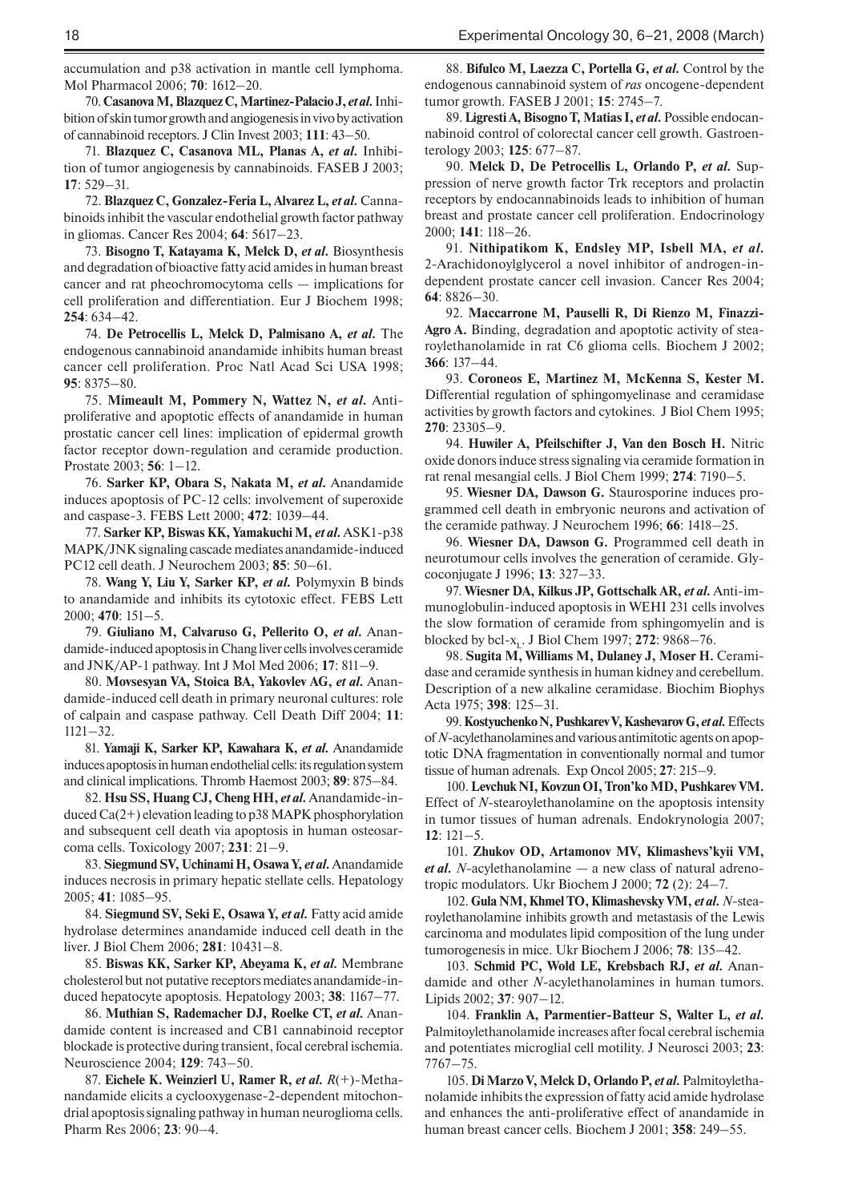accumulation and p38 activation in mantle cell lymphoma. Mol Pharmacol 2006; **70**: 1612–20.

70. **Casanova M, Blazquez C, Martinez-Palacio J, *et al.*** Inhibition of skin tumor growth and angiogenesis in vivo by activation of cannabinoid receptors. J Clin Invest 2003; **111**: 43–50.

71. **Blazquez C, Casanova ML, Planas A, *et al.*** Inhibition of tumor angiogenesis by cannabinoids. FASEB J 2003; **17**: 529–31.

72. **Blazquez C, Gonzalez-Feria L, Alvarez L, *et al.*** Cannabinoids inhibit the vascular endothelial growth factor pathway in gliomas. Cancer Res 2004; **64**: 5617–23.

73. **Bisogno T, Katayama K, Melck D, *et al.*** Biosynthesis and degradation of bioactive fatty acid amides in human breast cancer and rat pheochromocytoma cells — implications for cell proliferation and differentiation. Eur J Biochem 1998; **254**: 634–42.

74. **De Petrocellis L, Melck D, Palmisano A, *et al.*** The endogenous cannabinoid anandamide inhibits human breast cancer cell proliferation. Proc Natl Acad Sci USA 1998; **95**: 8375–80.

75. **Mimeault M, Pommery N, Wattez N, *et al.*** Anti-proliferative and apoptotic effects of anandamide in human prostatic cancer cell lines: implication of epidermal growth factor receptor down-regulation and ceramide production. Prostate 2003; **56**: 1–12.

76. **Sarker KP, Obara S, Nakata M, *et al.*** Anandamide induces apoptosis of PC-12 cells: involvement of superoxide and caspase-3. FEBS Lett 2000; **472**: 1039–44.

77. **Sarker KP, Biswas KK, Yamakuchi M, *et al.*** ASK1-p38 MAPK/JNK signaling cascade mediates anandamide-induced PC12 cell death. J Neurochem 2003; **85**: 50–61.

78. **Wang Y, Liu Y, Sarker KP, *et al.*** Polymyxin B binds to anandamide and inhibits its cytotoxic effect. FEBS Lett 2000; **470**: 151–5.

79. **Giuliano M, Calvaruso G, Pellerito O, *et al.*** Anandamide-induced apoptosis in Chang liver cells involves ceramide and JNK/AP-1 pathway. Int J Mol Med 2006; **17**: 811–9.

80. **Movsesyan VA, Stoica BA, Yakovlev AG, *et al.*** Anandamide-induced cell death in primary neuronal cultures: role of calpain and caspase pathway. Cell Death Diff 2004; **11**: 1121–32.

81. **Yamaji K, Sarker KP, Kawahara K, *et al.*** Anandamide induces apoptosis in human endothelial cells: its regulation system and clinical implications. Thromb Haemost 2003; **89**: 875–84.

82. **Hsu SS, Huang CJ, Cheng HH, *et al.*** Anandamide-induced Ca(2+) elevation leading to p38 MAPK phosphorylation and subsequent cell death via apoptosis in human osteosarcoma cells. Toxicology 2007; **231**: 21–9.

83. **Siegmund SV, Uchinami H, Osawa Y, *et al.*** Anandamide induces necrosis in primary hepatic stellate cells. Hepatology 2005; **41**: 1085–95.

84. **Siegmund SV, Seki E, Osawa Y, *et al.*** Fatty acid amide hydrolase determines anandamide induced cell death in the liver. J Biol Chem 2006; **281**: 10431–8.

85. **Biswas KK, Sarker KP, Abeyama K, *et al.*** Membrane cholesterol but not putative receptors mediates anandamide-induced hepatocyte apoptosis. Hepatology 2003; **38**: 1167–77.

86. **Muthian S, Rademacher DJ, Roelke CT, *et al.*** Anandamide content is increased and CB1 cannabinoid receptor blockade is protective during transient, focal cerebral ischemia. Neuroscience 2004; **129**: 743–50.

87. **Eichele K. Weinzierl U, Ramer R, *et al.*** *R*(+)-Methanandamide elicits a cyclooxygenase-2-dependent mitochondrial apoptosis signaling pathway in human neuroglioma cells. Pharm Res 2006; **23**: 90–4.

88. **Bifulco M, Laezza C, Portella G, *et al.*** Control by the endogenous cannabinoid system of *ras* oncogene-dependent tumor growth. FASEB J 2001; **15**: 2745–7.

89. **Ligresti A, Bisogno T, Matias I, *et al.*** Possible endocannabinoid control of colorectal cancer cell growth. Gastroenterology 2003; **125**: 677–87.

90. **Melck D, De Petrocellis L, Orlando P, *et al.*** Suppression of nerve growth factor Trk receptors and prolactin receptors by endocannabinoids leads to inhibition of human breast and prostate cancer cell proliferation. Endocrinology 2000; **141**: 118–26.

91. **Nithipatikom K, Endsley MP, Isbell MA, *et al.*** 2-Arachidonoylglycerol a novel inhibitor of androgen-independent prostate cancer cell invasion. Cancer Res 2004; **64**: 8826–30.

92. **Maccarrone M, Pauselli R, Di Rienzo M, Finazzi-Agro A.** Binding, degradation and apoptotic activity of stearoylethanolamide in rat C6 glioma cells. Biochem J 2002; **366**: 137–44.

93. **Coroneos E, Martinez M, McKenna S, Kester M.** Differential regulation of sphingomyelinase and ceramidase activities by growth factors and cytokines. J Biol Chem 1995; **270**: 23305–9.

94. **Huwiler A, Pfeilschifter J, Van den Bosch H.** Nitric oxide donors induce stress signaling via ceramide formation in rat renal mesangial cells. J Biol Chem 1999; **274**: 7190–5.

95. **Wiesner DA, Dawson G.** Staurosporine induces programmed cell death in embryonic neurons and activation of the ceramide pathway. J Neurochem 1996; **66**: 1418–25.

96. **Wiesner DA, Dawson G.** Programmed cell death in neurotumour cells involves the generation of ceramide. Glycoconjugate J 1996; **13**: 327–33.

97. **Wiesner DA, Kilkus JP, Gottschalk AR, *et al.*** Anti-immunoglobulin-induced apoptosis in WEHI 231 cells involves the slow formation of ceramide from sphingomyelin and is blocked by bcl-$x_L$. J Biol Chem 1997; **272**: 9868–76.

98. **Sugita M, Williams M, Dulaney J, Moser H.** Ceramidase and ceramide synthesis in human kidney and cerebellum. Description of a new alkaline ceramidase. Biochim Biophys Acta 1975; **398**: 125–31.

99. **Kostyuchenko N, Pushkarev V, Kashevarov G, *et al.*** Effects of *N*-acylethanolamines and various antimitotic agents on apoptotic DNA fragmentation in conventionally normal and tumor tissue of human adrenals. Exp Oncol 2005; **27**: 215–9.

100. **Levchuk NI, Kovzun OI, Tron'ko MD, Pushkarev VM.** Effect of *N*-stearoylethanolamine on the apoptosis intensity in tumor tissues of human adrenals. Endokrynologia 2007; **12**: 121–5.

101. **Zhukov OD, Artamonov MV, Klimashevs'kyii VM, *et al.*** *N*-acylethanolamine — a new class of natural adrenotropic modulators. Ukr Biochem J 2000; **72** (2): 24–7.

102. **Gula NM, Khmel TO, Klimashevsky VM, *et al.*** *N*-stearoylethanolamine inhibits growth and metastasis of the Lewis carcinoma and modulates lipid composition of the lung under tumorogenesis in mice. Ukr Biochem J 2006; **78**: 135–42.

103. **Schmid PC, Wold LE, Krebsbach RJ, *et al.*** Anandamide and other *N*-acylethanolamines in human tumors. Lipids 2002; **37**: 907–12.

104. **Franklin A, Parmentier-Batteur S, Walter L, *et al.*** Palmitoylethanolamide increases after focal cerebral ischemia and potentiates microglial cell motility. J Neurosci 2003; **23**: 7767–75.

105. **Di Marzo V, Melck D, Orlando P, *et al.*** Palmitoylethanolamide inhibits the expression of fatty acid amide hydrolase and enhances the anti-proliferative effect of anandamide in human breast cancer cells. Biochem J 2001; **358**: 249–55.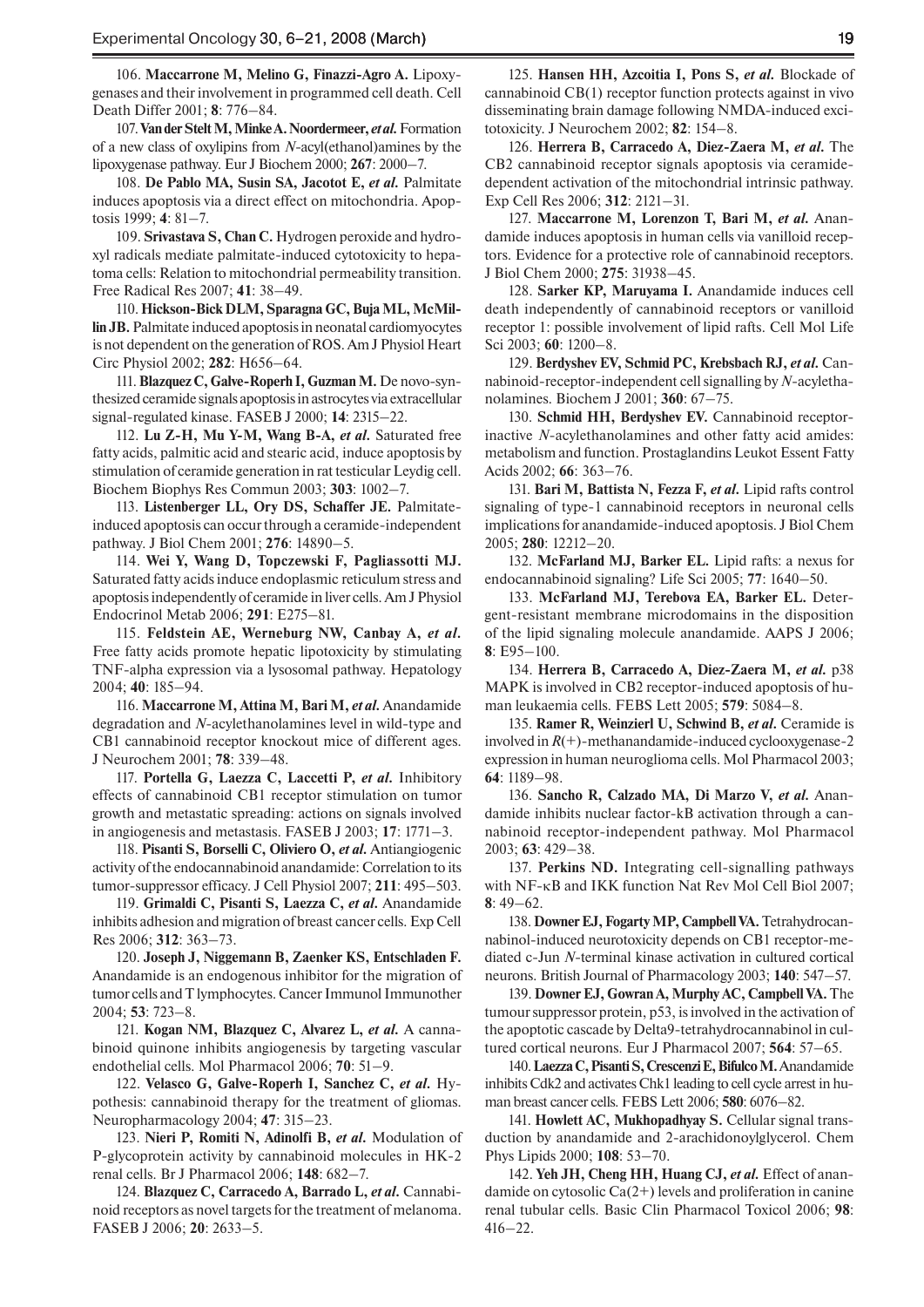106. **Maccarrone M, Melino G, Finazzi-Agro A.** Lipoxygenases and their involvement in programmed cell death. Cell Death Differ 2001; **8**: 776–84.

107. **Van der Stelt M, Minke A. Noordermeer, *et al.*** Formation of a new class of oxylipins from *N*-acyl(ethanol)amines by the lipoxygenase pathway. Eur J Biochem 2000; **267**: 2000–7.

108. **De Pablo MA, Susin SA, Jacotot E, *et al.*** Palmitate induces apoptosis via a direct effect on mitochondria. Apoptosis 1999; **4**: 81–7.

109. **Srivastava S, Chan C.** Hydrogen peroxide and hydroxyl radicals mediate palmitate-induced cytotoxicity to hepatoma cells: Relation to mitochondrial permeability transition. Free Radical Res 2007; **41**: 38–49.

110. **Hickson-Bick DLM, Sparagna GC, Buja ML, McMillin JB.** Palmitate induced apoptosis in neonatal cardiomyocytes is not dependent on the generation of ROS. Am J Physiol Heart Circ Physiol 2002; **282**: H656–64.

111. **Blazquez C, Galve-Roperh I, Guzman M.** De novo-synthesized ceramide signals apoptosis in astrocytes via extracellular signal-regulated kinase. FASEB J 2000; **14**: 2315–22.

112. **Lu Z-H, Mu Y-M, Wang B-A, *et al.*** Saturated free fatty acids, palmitic acid and stearic acid, induce apoptosis by stimulation of ceramide generation in rat testicular Leydig cell. Biochem Biophys Res Commun 2003; **303**: 1002–7.

113. **Listenberger LL, Ory DS, Schaffer JE.** Palmitate-induced apoptosis can occur through a ceramide-independent pathway. J Biol Chem 2001; **276**: 14890–5.

114. **Wei Y, Wang D, Topczewski F, Pagliassotti MJ.** Saturated fatty acids induce endoplasmic reticulum stress and apoptosis independently of ceramide in liver cells. Am J Physiol Endocrinol Metab 2006; **291**: E275–81.

115. **Feldstein AE, Werneburg NW, Canbay A, *et al.*** Free fatty acids promote hepatic lipotoxicity by stimulating TNF-alpha expression via a lysosomal pathway. Hepatology 2004; **40**: 185–94.

116. **Maccarrone M, Attina M, Bari M, *et al.*** Anandamide degradation and *N*-acylethanolamines level in wild-type and CB1 cannabinoid receptor knockout mice of different ages. J Neurochem 2001; **78**: 339–48.

117. **Portella G, Laezza C, Laccetti P, *et al.*** Inhibitory effects of cannabinoid CB1 receptor stimulation on tumor growth and metastatic spreading: actions on signals involved in angiogenesis and metastasis. FASEB J 2003; **17**: 1771–3.

118. **Pisanti S, Borselli C, Oliviero O, *et al.*** Antiangiogenic activity of the endocannabinoid anandamide: Correlation to its tumor-suppressor efficacy. J Cell Physiol 2007; **211**: 495–503.

119. **Grimaldi C, Pisanti S, Laezza C, *et al.*** Anandamide inhibits adhesion and migration of breast cancer cells. Exp Cell Res 2006; **312**: 363–73.

120. **Joseph J, Niggemann B, Zaenker KS, Entschladen F.** Anandamide is an endogenous inhibitor for the migration of tumor cells and T lymphocytes. Cancer Immunol Immunother 2004; **53**: 723–8.

121. **Kogan NM, Blazquez C, Alvarez L, *et al.*** A cannabinoid quinone inhibits angiogenesis by targeting vascular endothelial cells. Mol Pharmacol 2006; **70**: 51–9.

122. **Velasco G, Galve-Roperh I, Sanchez C, *et al.*** Hypothesis: cannabinoid therapy for the treatment of gliomas. Neuropharmacology 2004; **47**: 315–23.

123. **Nieri P, Romiti N, Adinolfi B, *et al.*** Modulation of P-glycoprotein activity by cannabinoid molecules in HK-2 renal cells. Br J Pharmacol 2006; **148**: 682–7.

124. **Blazquez C, Carracedo A, Barrado L, *et al.*** Cannabinoid receptors as novel targets for the treatment of melanoma. FASEB J 2006; **20**: 2633–5.

125. **Hansen HH, Azcoitia I, Pons S, *et al.*** Blockade of cannabinoid CB(1) receptor function protects against in vivo disseminating brain damage following NMDA-induced excitotoxicity. J Neurochem 2002; **82**: 154–8.

126. **Herrera B, Carracedo A, Diez-Zaera M, *et al.*** The CB2 cannabinoid receptor signals apoptosis via ceramide-dependent activation of the mitochondrial intrinsic pathway. Exp Cell Res 2006; **312**: 2121–31.

127. **Maccarrone M, Lorenzon T, Bari M, *et al.*** Anandamide induces apoptosis in human cells via vanilloid receptors. Evidence for a protective role of cannabinoid receptors. J Biol Chem 2000; **275**: 31938–45.

128. **Sarker KP, Maruyama I.** Anandamide induces cell death independently of cannabinoid receptors or vanilloid receptor 1: possible involvement of lipid rafts. Cell Mol Life Sci 2003; **60**: 1200–8.

129. **Berdyshev EV, Schmid PC, Krebsbach RJ, *et al.*** Cannabinoid-receptor-independent cell signalling by *N*-acylethanolamines. Biochem J 2001; **360**: 67–75.

130. **Schmid HH, Berdyshev EV.** Cannabinoid receptor-inactive *N*-acylethanolamines and other fatty acid amides: metabolism and function. Prostaglandins Leukot Essent Fatty Acids 2002; **66**: 363–76.

131. **Bari M, Battista N, Fezza F, *et al.*** Lipid rafts control signaling of type-1 cannabinoid receptors in neuronal cells implications for anandamide-induced apoptosis. J Biol Chem 2005; **280**: 12212–20.

132. **McFarland MJ, Barker EL.** Lipid rafts: a nexus for endocannabinoid signaling? Life Sci 2005; **77**: 1640–50.

133. **McFarland MJ, Terebova EA, Barker EL.** Detergent-resistant membrane microdomains in the disposition of the lipid signaling molecule anandamide. AAPS J 2006; **8**: E95–100.

134. **Herrera B, Carracedo A, Diez-Zaera M, *et al.*** p38 MAPK is involved in CB2 receptor-induced apoptosis of human leukaemia cells. FEBS Lett 2005; **579**: 5084–8.

135. **Ramer R, Weinzierl U, Schwind B, *et al.*** Ceramide is involved in *R*(+)-methanandamide-induced cyclooxygenase-2 expression in human neuroglioma cells. Mol Pharmacol 2003; **64**: 1189–98.

136. **Sancho R, Calzado MA, Di Marzo V, *et al.*** Anandamide inhibits nuclear factor-kB activation through a cannabinoid receptor-independent pathway. Mol Pharmacol 2003; **63**: 429–38.

137. **Perkins ND.** Integrating cell-signalling pathways with NF-κB and IKK function Nat Rev Mol Cell Biol 2007; **8**: 49–62.

138. **Downer EJ, Fogarty MP, Campbell VA.** Tetrahydrocannabinol-induced neurotoxicity depends on CB1 receptor-mediated c-Jun *N*-terminal kinase activation in cultured cortical neurons. British Journal of Pharmacology 2003; **140**: 547–57.

139. **Downer EJ, Gowran A, Murphy AC, Campbell VA.** The tumour suppressor protein, p53, is involved in the activation of the apoptotic cascade by Delta9-tetrahydrocannabinol in cultured cortical neurons. Eur J Pharmacol 2007; **564**: 57–65.

140. **Laezza C, Pisanti S, Crescenzi E, Bifulco M.** Anandamide inhibits Cdk2 and activates Chk1 leading to cell cycle arrest in human breast cancer cells. FEBS Lett 2006; **580**: 6076–82.

141. **Howlett AC, Mukhopadhyay S.** Cellular signal transduction by anandamide and 2-arachidonoylglycerol. Chem Phys Lipids 2000; **108**: 53–70.

142. **Yeh JH, Cheng HH, Huang CJ, *et al.*** Effect of anandamide on cytosolic $Ca(2+)$ levels and proliferation in canine renal tubular cells. Basic Clin Pharmacol Toxicol 2006; **98**: 416–22.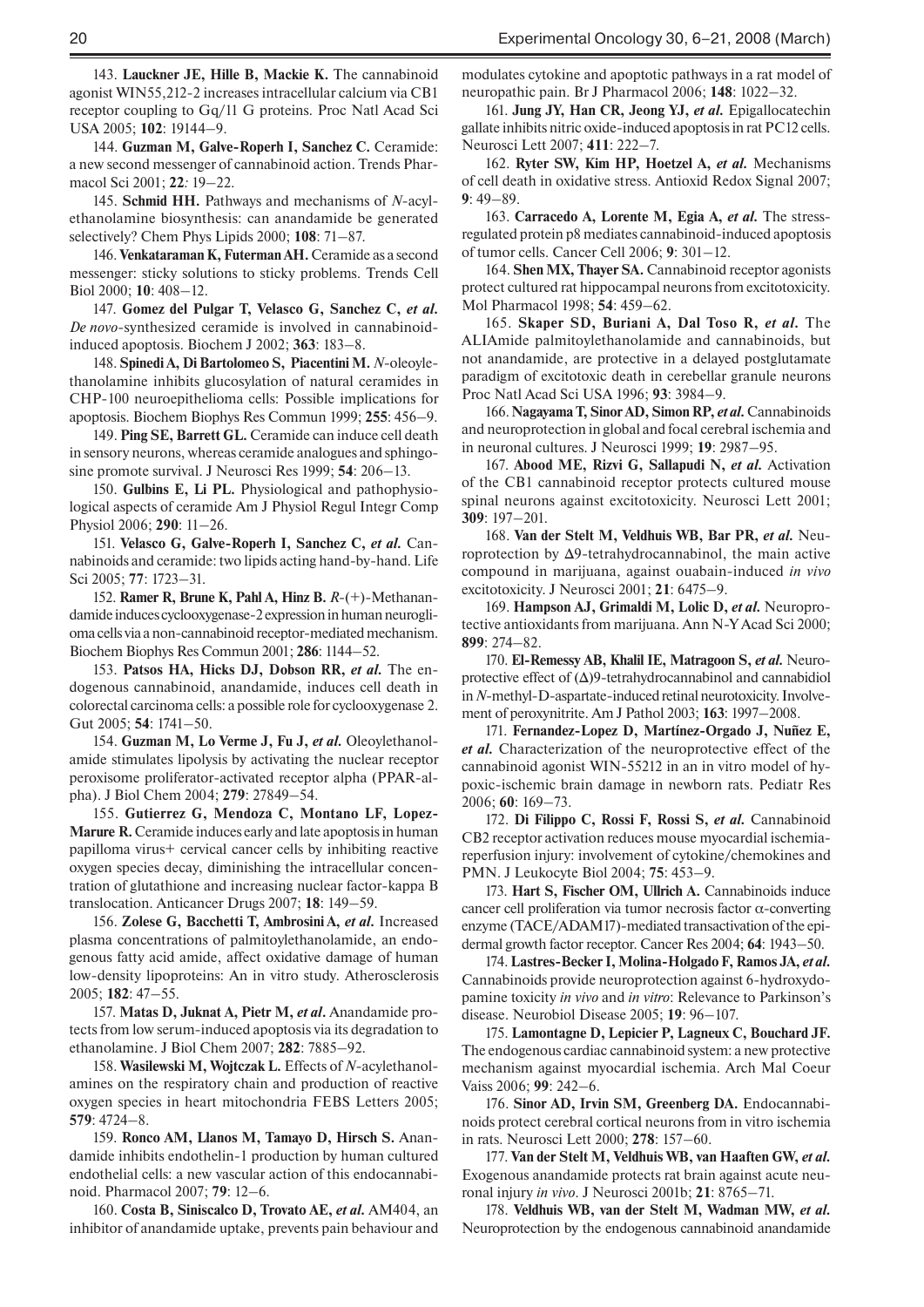143. **Lauckner JE, Hille B, Mackie K.** The cannabinoid agonist WIN55,212-2 increases intracellular calcium via CB1 receptor coupling to Gq/11 G proteins. Proc Natl Acad Sci USA 2005; **102**: 19144–9.

144. **Guzman M, Galve-Roperh I, Sanchez C.** Ceramide: a new second messenger of cannabinoid action. Trends Pharmacol Sci 2001; **22**: 19–22.

145. **Schmid HH.** Pathways and mechanisms of *N*-acylethanolamine biosynthesis: can anandamide be generated selectively? Chem Phys Lipids 2000; **108**: 71–87.

146. **Venkataraman K, Futerman AH.** Ceramide as a second messenger: sticky solutions to sticky problems. Trends Cell Biol 2000; **10**: 408–12.

147. **Gomez del Pulgar T, Velasco G, Sanchez C, *et al.*** *De novo*-synthesized ceramide is involved in cannabinoid-induced apoptosis. Biochem J 2002; **363**: 183–8.

148. **Spinedi A, Di Bartolomeo S, Piacentini M.** *N*-oleoylethanolamine inhibits glucosylation of natural ceramides in CHP-100 neuroepithelioma cells: Possible implications for apoptosis. Biochem Biophys Res Commun 1999; **255**: 456–9.

149. **Ping SE, Barrett GL.** Ceramide can induce cell death in sensory neurons, whereas ceramide analogues and sphingosine promote survival. J Neurosci Res 1999; **54**: 206–13.

150. **Gulbins E, Li PL.** Physiological and pathophysiological aspects of ceramide Am J Physiol Regul Integr Comp Physiol 2006; **290**: 11–26.

151. **Velasco G, Galve-Roperh I, Sanchez C, *et al.*** Cannabinoids and ceramide: two lipids acting hand-by-hand. Life Sci 2005; **77**: 1723–31.

152. **Ramer R, Brune K, Pahl A, Hinz B.** *R*-(+)-Methanandamide induces cyclooxygenase-2 expression in human neuroglioma cells via a non-cannabinoid receptor-mediated mechanism. Biochem Biophys Res Commun 2001; **286**: 1144–52.

153. **Patsos HA, Hicks DJ, Dobson RR, *et al.*** The endogenous cannabinoid, anandamide, induces cell death in colorectal carcinoma cells: a possible role for cyclooxygenase 2. Gut 2005; **54**: 1741–50.

154. **Guzman M, Lo Verme J, Fu J, *et al.*** Oleoylethanolamide stimulates lipolysis by activating the nuclear receptor peroxisome proliferator-activated receptor alpha (PPAR-alpha). J Biol Chem 2004; **279**: 27849–54.

155. **Gutierrez G, Mendoza C, Montano LF, Lopez-Marure R.** Ceramide induces early and late apoptosis in human papilloma virus+ cervical cancer cells by inhibiting reactive oxygen species decay, diminishing the intracellular concentration of glutathione and increasing nuclear factor-kappa B translocation. Anticancer Drugs 2007; **18**: 149–59.

156. **Zolese G, Bacchetti T, Ambrosini A, *et al.*** Increased plasma concentrations of palmitoylethanolamide, an endogenous fatty acid amide, affect oxidative damage of human low-density lipoproteins: An in vitro study. Atherosclerosis 2005; **182**: 47–55.

157. **Matas D, Juknat A, Pietr M, *et al.*** Anandamide protects from low serum-induced apoptosis via its degradation to ethanolamine. J Biol Chem 2007; **282**: 7885–92.

158. **Wasilewski M, Wojtczak L.** Effects of *N*-acylethanolamines on the respiratory chain and production of reactive oxygen species in heart mitochondria FEBS Letters 2005; **579**: 4724–8.

159. **Ronco AM, Llanos M, Tamayo D, Hirsch S.** Anandamide inhibits endothelin-1 production by human cultured endothelial cells: a new vascular action of this endocannabinoid. Pharmacol 2007; **79**: 12–6.

160. **Costa B, Siniscalco D, Trovato AE, *et al.*** AM404, an inhibitor of anandamide uptake, prevents pain behaviour and modulates cytokine and apoptotic pathways in a rat model of neuropathic pain. Br J Pharmacol 2006; **148**: 1022–32.

161. **Jung JY, Han CR, Jeong YJ, *et al.*** Epigallocatechin gallate inhibits nitric oxide-induced apoptosis in rat PC12 cells. Neurosci Lett 2007; **411**: 222–7.

162. **Ryter SW, Kim HP, Hoetzel A, *et al.*** Mechanisms of cell death in oxidative stress. Antioxid Redox Signal 2007; **9**: 49–89.

163. **Carracedo A, Lorente M, Egia A, *et al.*** The stress-regulated protein p8 mediates cannabinoid-induced apoptosis of tumor cells. Cancer Cell 2006; **9**: 301–12.

164. **Shen MX, Thayer SA.** Cannabinoid receptor agonists protect cultured rat hippocampal neurons from excitotoxicity. Mol Pharmacol 1998; **54**: 459–62.

165. **Skaper SD, Buriani A, Dal Toso R, *et al.*** The ALIAmide palmitoylethanolamide and cannabinoids, but not anandamide, are protective in a delayed postglutamate paradigm of excitotoxic death in cerebellar granule neurons Proc Natl Acad Sci USA 1996; **93**: 3984–9.

166. **Nagayama T, Sinor AD, Simon RP, *et al.*** Cannabinoids and neuroprotection in global and focal cerebral ischemia and in neuronal cultures. J Neurosci 1999; **19**: 2987–95.

167. **Abood ME, Rizvi G, Sallapudi N, *et al.*** Activation of the CB1 cannabinoid receptor protects cultured mouse spinal neurons against excitotoxicity. Neurosci Lett 2001; **309**: 197–201.

168. **Van der Stelt M, Veldhuis WB, Bar PR, *et al.*** Neuroprotection by Δ9-tetrahydrocannabinol, the main active compound in marijuana, against ouabain-induced *in vivo* excitotoxicity. J Neurosci 2001; **21**: 6475–9.

169. **Hampson AJ, Grimaldi M, Lolic D, *et al.*** Neuroprotective antioxidants from marijuana. Ann N-Y Acad Sci 2000; **899**: 274–82.

170. **El-Remessy AB, Khalil IE, Matragoon S, *et al.*** Neuroprotective effect of (Δ)9-tetrahydrocannabinol and cannabidiol in *N*-methyl-D-aspartate-induced retinal neurotoxicity. Involvement of peroxynitrite. Am J Pathol 2003; **163**: 1997–2008.

171. **Fernandez-Lopez D, Martínez-Orgado J, Nuñez E, *et al.*** Characterization of the neuroprotective effect of the cannabinoid agonist WIN-55212 in an in vitro model of hypoxic-ischemic brain damage in newborn rats. Pediatr Res 2006; **60**: 169–73.

172. **Di Filippo C, Rossi F, Rossi S, *et al.*** Cannabinoid CB2 receptor activation reduces mouse myocardial ischemia-reperfusion injury: involvement of cytokine/chemokines and PMN. J Leukocyte Biol 2004; **75**: 453–9.

173. **Hart S, Fischer OM, Ullrich A.** Cannabinoids induce cancer cell proliferation via tumor necrosis factor α-converting enzyme (TACE/ADAM17)-mediated transactivation of the epidermal growth factor receptor. Cancer Res 2004; **64**: 1943–50.

174. **Lastres-Becker I, Molina-Holgado F, Ramos JA, *et al.*** Cannabinoids provide neuroprotection against 6-hydroxydopamine toxicity *in vivo* and *in vitro*: Relevance to Parkinson's disease. Neurobiol Disease 2005; **19**: 96–107.

175. **Lamontagne D, Lepicier P, Lagneux C, Bouchard JF.** The endogenous cardiac cannabinoid system: a new protective mechanism against myocardial ischemia. Arch Mal Coeur Vaiss 2006; **99**: 242–6.

176. **Sinor AD, Irvin SM, Greenberg DA.** Endocannabinoids protect cerebral cortical neurons from in vitro ischemia in rats. Neurosci Lett 2000; **278**: 157–60.

177. **Van der Stelt M, Veldhuis WB, van Haaften GW, *et al.*** Exogenous anandamide protects rat brain against acute neuronal injury *in vivo*. J Neurosci 2001b; **21**: 8765–71.

178. **Veldhuis WB, van der Stelt M, Wadman MW, *et al.*** Neuroprotection by the endogenous cannabinoid anandamide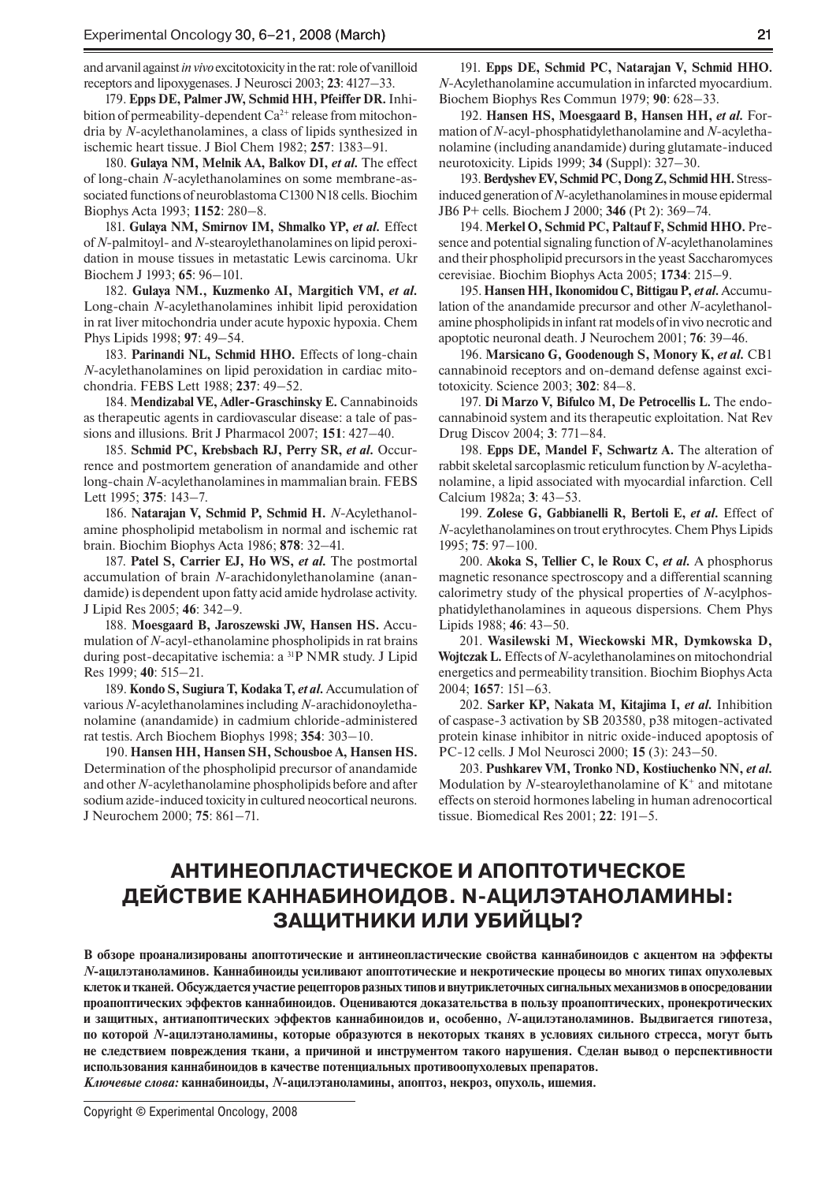and arvanil against *in vivo* excitotoxicity in the rat: role of vanilloid receptors and lipoxygenases. J Neurosci 2003; **23**: 4127–33.

179. **Epps DE, Palmer JW, Schmid HH, Pfeiffer DR.** Inhibition of permeability-dependent $Ca^{2+}$ release from mitochondria by *N*-acylethanolamines, a class of lipids synthesized in ischemic heart tissue. J Biol Chem 1982; **257**: 1383–91.

180. **Gulaya NM, Melnik AA, Balkov DI, *et al.*** The effect of long-chain *N*-acylethanolamines on some membrane-associated functions of neuroblastoma C1300 N18 cells. Biochim Biophys Acta 1993; **1152**: 280–8.

181. **Gulaya NM, Smirnov IM, Shmalko YP, *et al.*** Effect of *N*-palmitoyl- and *N*-stearoylethanolamines on lipid peroxidation in mouse tissues in metastatic Lewis carcinoma. Ukr Biochem J 1993; **65**: 96–101.

182. **Gulaya NM., Kuzmenko AI, Margitich VM, *et al.*** Long-chain *N*-acylethanolamines inhibit lipid peroxidation in rat liver mitochondria under acute hypoxic hypoxia. Chem Phys Lipids 1998; **97**: 49–54.

183. **Parinandi NL, Schmid HHO.** Effects of long-chain *N*-acylethanolamines on lipid peroxidation in cardiac mitochondria. FEBS Lett 1988; **237**: 49–52.

184. **Mendizabal VE, Adler-Graschinsky E.** Cannabinoids as therapeutic agents in cardiovascular disease: a tale of passions and illusions. Brit J Pharmacol 2007; **151**: 427–40.

185. **Schmid PC, Krebsbach RJ, Perry SR, *et al.*** Occurrence and postmortem generation of anandamide and other long-chain *N*-acylethanolamines in mammalian brain. FEBS Lett 1995; **375**: 143–7.

186. **Natarajan V, Schmid P, Schmid H.** *N*-Acylethanolamine phospholipid metabolism in normal and ischemic rat brain. Biochim Biophys Acta 1986; **878**: 32–41.

187. **Patel S, Carrier EJ, Ho WS, *et al.*** The postmortal accumulation of brain *N*-arachidonylethanolamine (anandamide) is dependent upon fatty acid amide hydrolase activity. J Lipid Res 2005; **46**: 342–9.

188. **Moesgaard B, Jaroszewski JW, Hansen HS.** Accumulation of *N*-acyl-ethanolamine phospholipids in rat brains during post-decapitative ischemia: a $^{31}P$ NMR study. J Lipid Res 1999; **40**: 515–21.

189. **Kondo S, Sugiura T, Kodaka T, *et al.*** Accumulation of various *N*-acylethanolamines including *N*-arachidonoylethanolamine (anandamide) in cadmium chloride-administered rat testis. Arch Biochem Biophys 1998; **354**: 303–10.

190. **Hansen HH, Hansen SH, Schousboe A, Hansen HS.** Determination of the phospholipid precursor of anandamide and other *N*-acylethanolamine phospholipids before and after sodium azide-induced toxicity in cultured neocortical neurons. J Neurochem 2000; **75**: 861–71.

191. **Epps DE, Schmid PC, Natarajan V, Schmid HHO.** *N*-Acylethanolamine accumulation in infarcted myocardium. Biochem Biophys Res Commun 1979; **90**: 628–33.

192. **Hansen HS, Moesgaard B, Hansen HH, *et al.*** Formation of *N*-acyl-phosphatidylethanolamine and *N*-acylethanolamine (including anandamide) during glutamate-induced neurotoxicity. Lipids 1999; **34** (Suppl): 327–30.

193. **Berdyshev EV, Schmid PC, Dong Z, Schmid HH.** Stress-induced generation of *N*-acylethanolamines in mouse epidermal JB6 P+ cells. Biochem J 2000; **346** (Pt 2): 369–74.

194. **Merkel O, Schmid PC, Paltauf F, Schmid HHO.** Presence and potential signaling function of *N*-acylethanolamines and their phospholipid precursors in the yeast Saccharomyces cerevisiae. Biochim Biophys Acta 2005; **1734**: 215–9.

195. **Hansen HH, Ikonomidou C, Bittigau P, *et al.*** Accumulation of the anandamide precursor and other *N*-acylethanolamine phospholipids in infant rat models of in vivo necrotic and apoptotic neuronal death. J Neurochem 2001; **76**: 39–46.

196. **Marsicano G, Goodenough S, Monory K, *et al.*** CB1 cannabinoid receptors and on-demand defense against excitotoxicity. Science 2003; **302**: 84–8.

197. **Di Marzo V, Bifulco M, De Petrocellis L.** The endocannabinoid system and its therapeutic exploitation. Nat Rev Drug Discov 2004; **3**: 771–84.

198. **Epps DE, Mandel F, Schwartz A.** The alteration of rabbit skeletal sarcoplasmic reticulum function by *N*-acylethanolamine, a lipid associated with myocardial infarction. Cell Calcium 1982a; **3**: 43–53.

199. **Zolese G, Gabbianelli R, Bertoli E, *et al.*** Effect of *N*-acylethanolamines on trout erythrocytes. Chem Phys Lipids 1995; **75**: 97–100.

200. **Akoka S, Tellier C, le Roux C, *et al.*** A phosphorus magnetic resonance spectroscopy and a differential scanning calorimetry study of the physical properties of *N*-acylphosphatidylethanolamines in aqueous dispersions. Chem Phys Lipids 1988; **46**: 43–50.

201. **Wasilewski M, Wieckowski MR, Dymkowska D, Wojtczak L.** Effects of *N*-acylethanolamines on mitochondrial energetics and permeability transition. Biochim Biophys Acta 2004; **1657**: 151–63.

202. **Sarker KP, Nakata M, Kitajima I, *et al.*** Inhibition of caspase-3 activation by SB 203580, p38 mitogen-activated protein kinase inhibitor in nitric oxide-induced apoptosis of PC-12 cells. J Mol Neurosci 2000; **15** (3): 243–50.

203. **Pushkarev VM, Tronko ND, Kostiuchenko NN, *et al.*** Modulation by *N*-stearoylethanolamine of $K^+$ and mitotane effects on steroid hormones labeling in human adrenocortical tissue. Biomedical Res 2001; **22**: 191–5.

## АНТИНЕОПЛАСТИЧЕСКОЕ И АПОПТОТИЧЕСКОЕ ДЕЙСТВИЕ КАННАБИНОИДОВ. N-АЦИЛЭТАНОЛАМИНЫ: ЗАЩИТНИКИ ИЛИ УБИЙЦЫ?

**В обзоре проанализированы апоптотические и антинеопластические свойства каннабиноидов с акцентом на эффекты *N*-ацилэтаноламинов. Каннабиноиды усиливают апоптотические и некротические процесы во многих типах опухолевых клеток и тканей. Обсуждается участие рецепторов разных типов и внутриклеточных сигнальных механизмов в опосредовании проапоптических эффектов каннабиноидов. Оцениваются доказательства в пользу проапоптических, пронекротических и защитных, антиапоптических эффектов каннабиноидов и, особенно, *N*-ацилэтаноламинов. Выдвигается гипотеза, по которой *N*-ацилэтаноламины, которые образуются в некоторых тканях в условиях сильного стресса, могут быть не следствием повреждения ткани, а причиной и инструментом такого нарушения. Сделан вывод о перспективности использования каннабиноидов в качестве потенциальных противоопухолевых препаратов.**

***Ключевые слова:*** **каннабиноиды, *N*-ацилэтаноламины, апоптоз, некроз, опухоль, ишемия.**

Copyright © Experimental Oncology, 2008